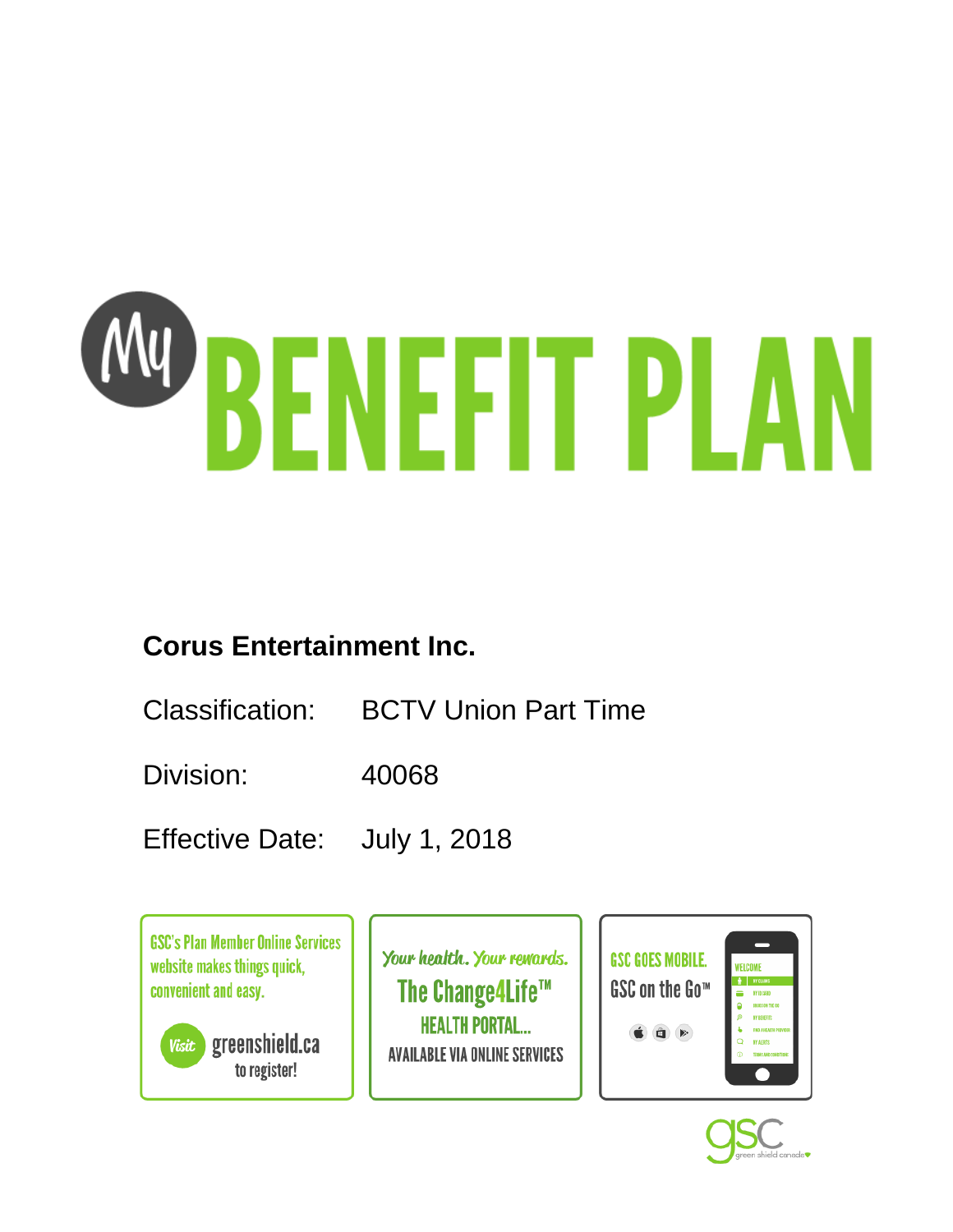# My BENEFIT PLAN

**Corus Entertainment Inc.**

Classification: BCTV Union Part Time

Division: 40068

Effective Date: July 1, 2018

GSC's Plan Member Online Services website makes things quick, convenient and easy.

Visit greenshield.ca to register!

Your health. Your rewards.

The Change4Life™ HEALTH PORTAL...

AVAILABLE VIA ONLINE SERVICES

GSC GOES MOBILE.

GSC on the Go™

gsc green shield canada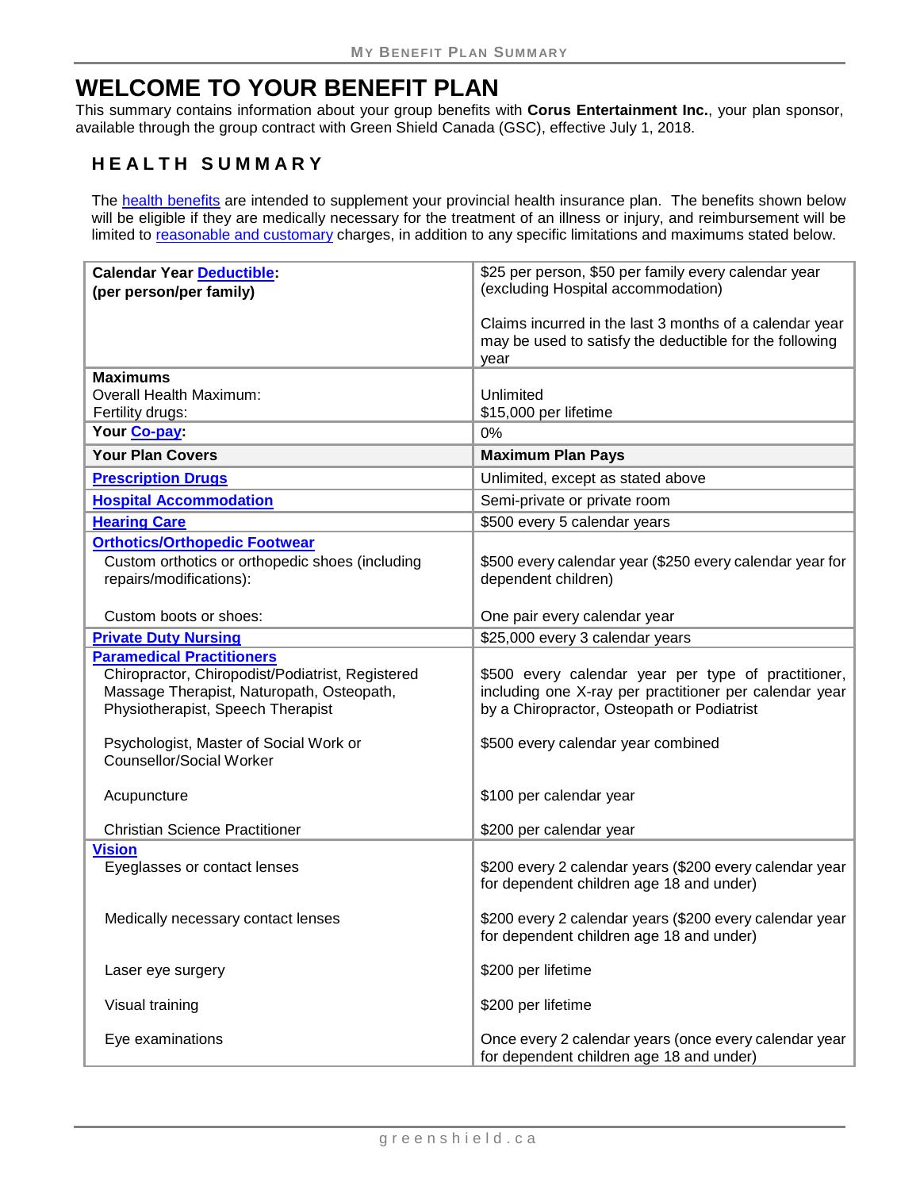# WELCOME TO YOUR BENEFIT PLAN

This summary contains information about your group benefits with **Corus Entertainment Inc.**, your plan sponsor, available through the group contract with Green Shield Canada (GSC), effective July 1, 2018.

## HEALTH SUMMARY

The health benefits are intended to supplement your provincial health insurance plan. The benefits shown below will be eligible if they are medically necessary for the treatment of an illness or injury, and reimbursement will be limited to reasonable and customary charges, in addition to any specific limitations and maximums stated below.

| | |
|---|---|
| **Calendar Year Deductible:** **(per person/per family)** | $25 per person, $50 per family every calendar year (excluding Hospital accommodation)<br><br>Claims incurred in the last 3 months of a calendar year may be used to satisfy the deductible for the following year |
| **Maximums**<br>Overall Health Maximum:<br>Fertility drugs: | <br>Unlimited<br>$15,000 per lifetime |
| **Your Co-pay:** | 0% |
| **Your Plan Covers** | **Maximum Plan Pays** |
| **Prescription Drugs** | Unlimited, except as stated above |
| **Hospital Accommodation** | Semi-private or private room |
| **Hearing Care** | $500 every 5 calendar years |
| **Orthotics/Orthopedic Footwear**<br>Custom orthotics or orthopedic shoes (including repairs/modifications):<br><br>Custom boots or shoes: | <br>$500 every calendar year ($250 every calendar year for dependent children)<br><br>One pair every calendar year |
| **Private Duty Nursing** | $25,000 every 3 calendar years |
| **Paramedical Practitioners**<br>Chiropractor, Chiropodist/Podiatrist, Registered Massage Therapist, Naturopath, Osteopath, Physiotherapist, Speech Therapist<br><br>Psychologist, Master of Social Work or Counsellor/Social Worker<br><br>Acupuncture<br><br>Christian Science Practitioner | <br>$500 every calendar year per type of practitioner, including one X-ray per practitioner per calendar year by a Chiropractor, Osteopath or Podiatrist<br><br>$500 every calendar year combined<br><br>$100 per calendar year<br><br>$200 per calendar year |
| **Vision**<br>Eyeglasses or contact lenses<br><br>Medically necessary contact lenses<br><br>Laser eye surgery<br><br>Visual training<br><br>Eye examinations | <br>$200 every 2 calendar years ($200 every calendar year for dependent children age 18 and under)<br><br>$200 every 2 calendar years ($200 every calendar year for dependent children age 18 and under)<br><br>$200 per lifetime<br><br>$200 per lifetime<br><br>Once every 2 calendar years (once every calendar year for dependent children age 18 and under) |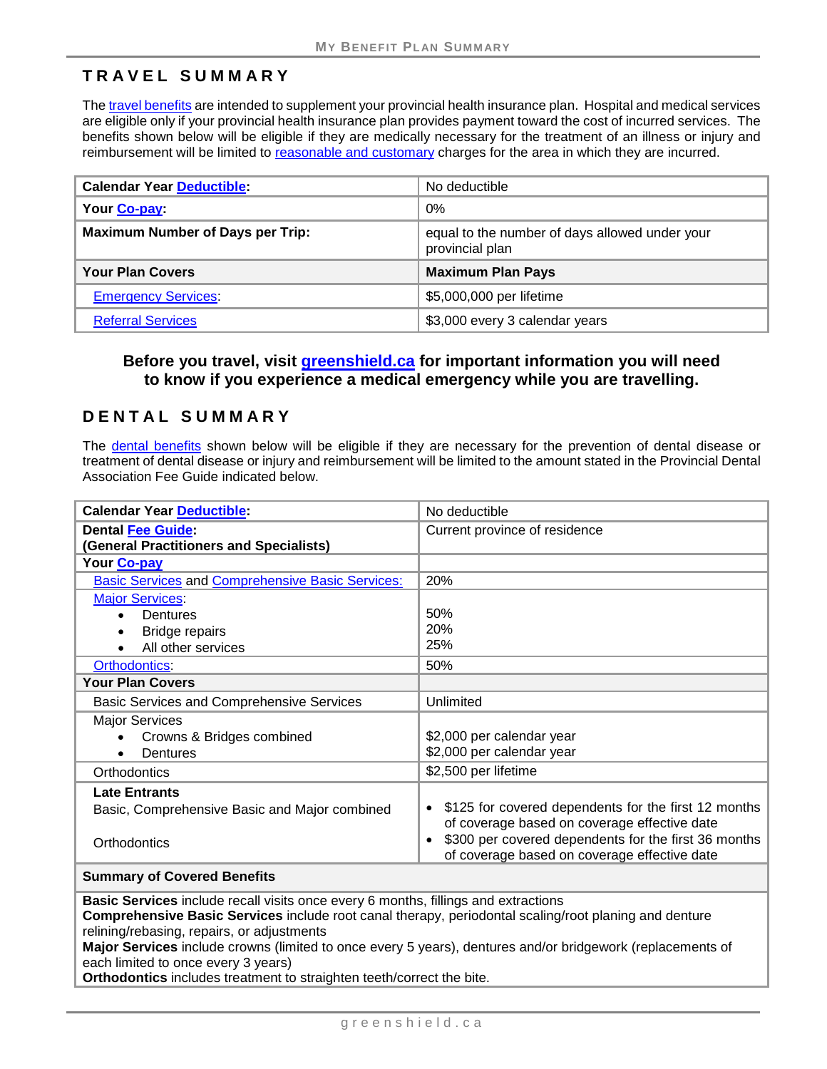## TRAVEL SUMMARY

The travel benefits are intended to supplement your provincial health insurance plan. Hospital and medical services are eligible only if your provincial health insurance plan provides payment toward the cost of incurred services. The benefits shown below will be eligible if they are medically necessary for the treatment of an illness or injury and reimbursement will be limited to reasonable and customary charges for the area in which they are incurred.

| **Calendar Year Deductible:** | No deductible |
|---|---|
| **Your Co-pay:** | 0% |
| **Maximum Number of Days per Trip:** | equal to the number of days allowed under your provincial plan |
| **Your Plan Covers** | **Maximum Plan Pays** |
| Emergency Services: | $5,000,000 per lifetime |
| Referral Services | $3,000 every 3 calendar years |

**Before you travel, visit greenshield.ca for important information you will need to know if you experience a medical emergency while you are travelling.**

## DENTAL SUMMARY

The dental benefits shown below will be eligible if they are necessary for the prevention of dental disease or treatment of dental disease or injury and reimbursement will be limited to the amount stated in the Provincial Dental Association Fee Guide indicated below.

| **Calendar Year Deductible:** | No deductible |
|---|---|
| **Dental Fee Guide:** **(General Practitioners and Specialists)** | Current province of residence |
| **Your Co-pay** | |
| Basic Services and Comprehensive Basic Services: | 20% |
| Major Services:<br>• Dentures<br>• Bridge repairs<br>• All other services | <br>50%<br>20%<br>25% |
| Orthodontics: | 50% |
| **Your Plan Covers** | |
| Basic Services and Comprehensive Services | Unlimited |
| Major Services<br>• Crowns & Bridges combined<br>• Dentures | <br>$2,000 per calendar year<br>$2,000 per calendar year |
| Orthodontics | $2,500 per lifetime |
| **Late Entrants**<br>Basic, Comprehensive Basic and Major combined<br>Orthodontics | <br>• $125 for covered dependents for the first 12 months of coverage based on coverage effective date<br>• $300 per covered dependents for the first 36 months of coverage based on coverage effective date |
| **Summary of Covered Benefits** | |

**Basic Services** include recall visits once every 6 months, fillings and extractions
**Comprehensive Basic Services** include root canal therapy, periodontal scaling/root planing and denture relining/rebasing, repairs, or adjustments
**Major Services** include crowns (limited to once every 5 years), dentures and/or bridgework (replacements of each limited to once every 3 years)
**Orthodontics** includes treatment to straighten teeth/correct the bite.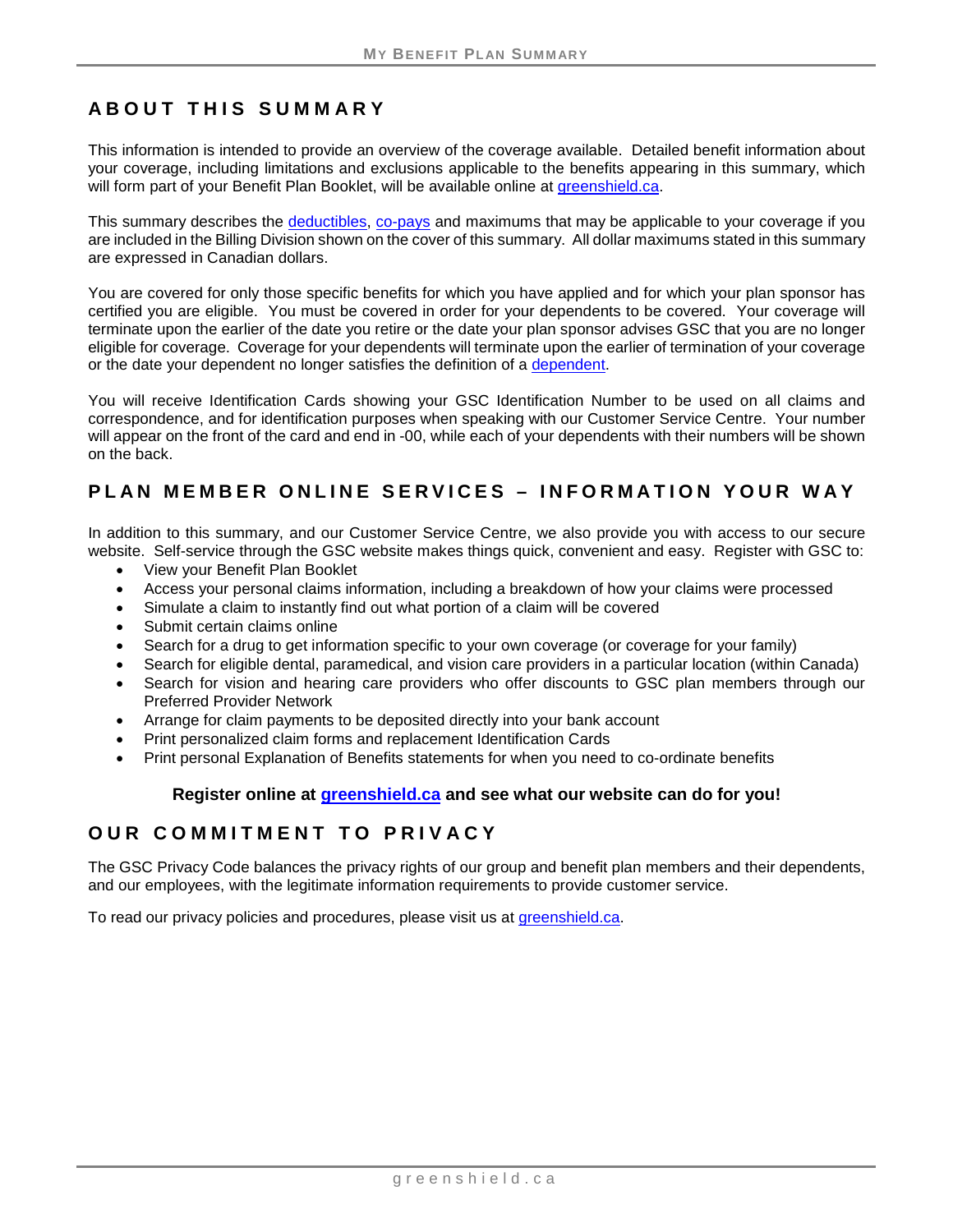## ABOUT THIS SUMMARY

This information is intended to provide an overview of the coverage available. Detailed benefit information about your coverage, including limitations and exclusions applicable to the benefits appearing in this summary, which will form part of your Benefit Plan Booklet, will be available online at greenshield.ca.

This summary describes the deductibles, co-pays and maximums that may be applicable to your coverage if you are included in the Billing Division shown on the cover of this summary. All dollar maximums stated in this summary are expressed in Canadian dollars.

You are covered for only those specific benefits for which you have applied and for which your plan sponsor has certified you are eligible. You must be covered in order for your dependents to be covered. Your coverage will terminate upon the earlier of the date you retire or the date your plan sponsor advises GSC that you are no longer eligible for coverage. Coverage for your dependents will terminate upon the earlier of termination of your coverage or the date your dependent no longer satisfies the definition of a dependent.

You will receive Identification Cards showing your GSC Identification Number to be used on all claims and correspondence, and for identification purposes when speaking with our Customer Service Centre. Your number will appear on the front of the card and end in -00, while each of your dependents with their numbers will be shown on the back.

## PLAN MEMBER ONLINE SERVICES – INFORMATION YOUR WAY

In addition to this summary, and our Customer Service Centre, we also provide you with access to our secure website. Self-service through the GSC website makes things quick, convenient and easy. Register with GSC to:

- View your Benefit Plan Booklet
- Access your personal claims information, including a breakdown of how your claims were processed
- Simulate a claim to instantly find out what portion of a claim will be covered
- Submit certain claims online
- Search for a drug to get information specific to your own coverage (or coverage for your family)
- Search for eligible dental, paramedical, and vision care providers in a particular location (within Canada)
- Search for vision and hearing care providers who offer discounts to GSC plan members through our Preferred Provider Network
- Arrange for claim payments to be deposited directly into your bank account
- Print personalized claim forms and replacement Identification Cards
- Print personal Explanation of Benefits statements for when you need to co-ordinate benefits

**Register online at greenshield.ca and see what our website can do for you!**

## OUR COMMITMENT TO PRIVACY

The GSC Privacy Code balances the privacy rights of our group and benefit plan members and their dependents, and our employees, with the legitimate information requirements to provide customer service.

To read our privacy policies and procedures, please visit us at greenshield.ca.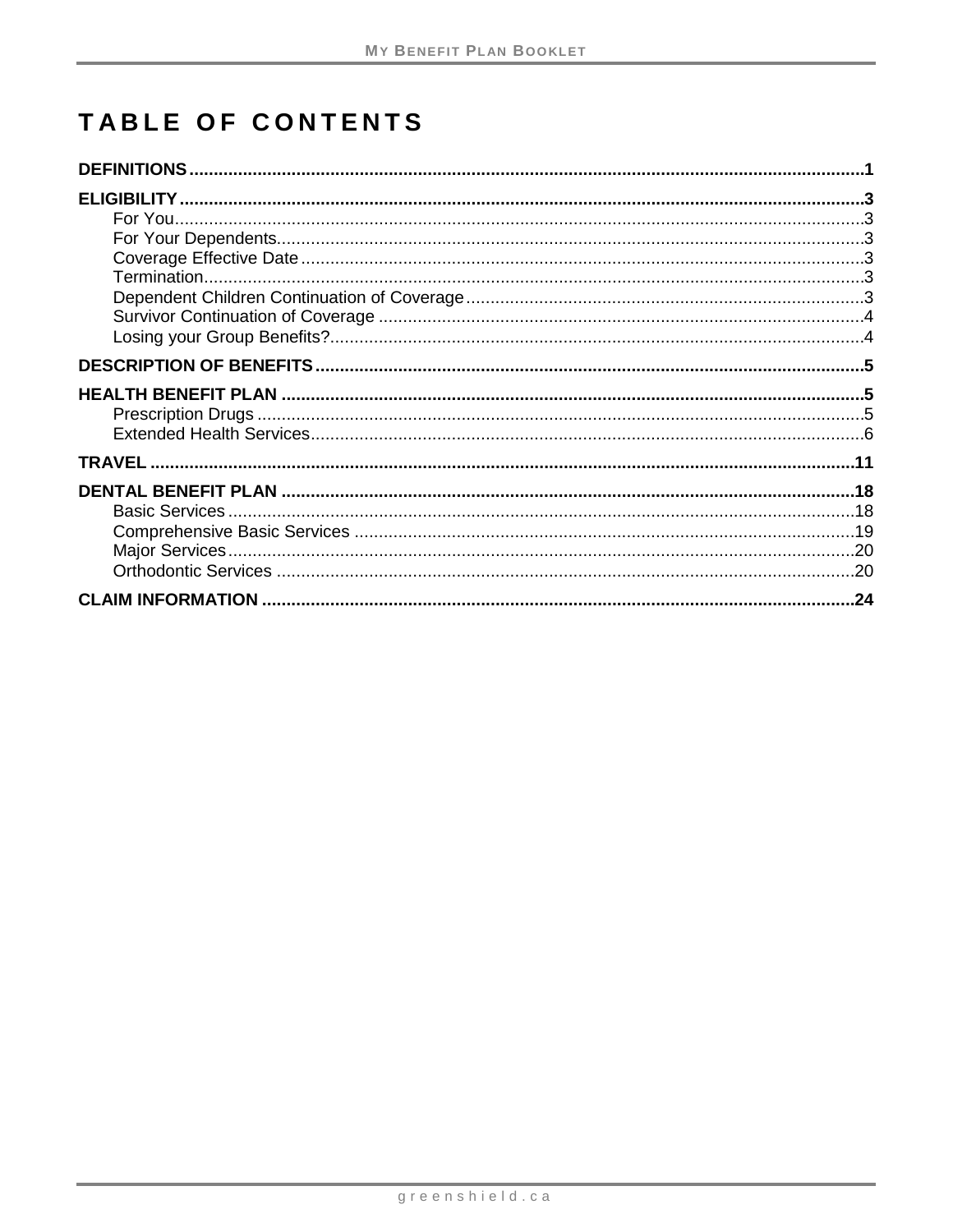# TABLE OF CONTENTS

**DEFINITIONS** .......... **1**

**ELIGIBILITY** .......... **3**

- For You .......... 3
- For Your Dependents .......... 3
- Coverage Effective Date .......... 3
- Termination .......... 3
- Dependent Children Continuation of Coverage .......... 3
- Survivor Continuation of Coverage .......... 4
- Losing your Group Benefits? .......... 4

**DESCRIPTION OF BENEFITS** .......... **5**

**HEALTH BENEFIT PLAN** .......... **5**

- Prescription Drugs .......... 5
- Extended Health Services .......... 6

**TRAVEL** .......... **11**

**DENTAL BENEFIT PLAN** .......... **18**

- Basic Services .......... 18
- Comprehensive Basic Services .......... 19
- Major Services .......... 20
- Orthodontic Services .......... 20

**CLAIM INFORMATION** .......... **24**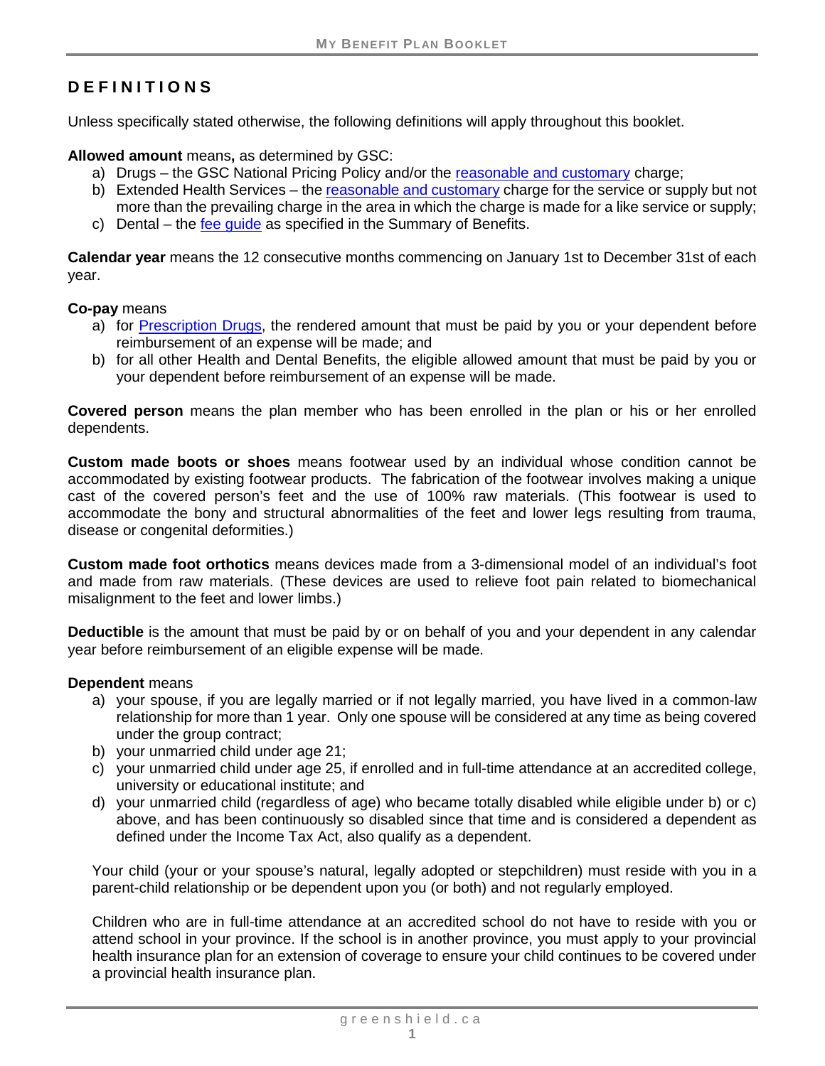## DEFINITIONS

Unless specifically stated otherwise, the following definitions will apply throughout this booklet.

**Allowed amount** means**,** as determined by GSC:

a) Drugs – the GSC National Pricing Policy and/or the reasonable and customary charge;
b) Extended Health Services – the reasonable and customary charge for the service or supply but not more than the prevailing charge in the area in which the charge is made for a like service or supply;
c) Dental – the fee guide as specified in the Summary of Benefits.

**Calendar year** means the 12 consecutive months commencing on January 1st to December 31st of each year.

**Co-pay** means

a) for Prescription Drugs, the rendered amount that must be paid by you or your dependent before reimbursement of an expense will be made; and
b) for all other Health and Dental Benefits, the eligible allowed amount that must be paid by you or your dependent before reimbursement of an expense will be made.

**Covered person** means the plan member who has been enrolled in the plan or his or her enrolled dependents.

**Custom made boots or shoes** means footwear used by an individual whose condition cannot be accommodated by existing footwear products. The fabrication of the footwear involves making a unique cast of the covered person's feet and the use of 100% raw materials. (This footwear is used to accommodate the bony and structural abnormalities of the feet and lower legs resulting from trauma, disease or congenital deformities.)

**Custom made foot orthotics** means devices made from a 3-dimensional model of an individual's foot and made from raw materials. (These devices are used to relieve foot pain related to biomechanical misalignment to the feet and lower limbs.)

**Deductible** is the amount that must be paid by or on behalf of you and your dependent in any calendar year before reimbursement of an eligible expense will be made.

**Dependent** means

a) your spouse, if you are legally married or if not legally married, you have lived in a common-law relationship for more than 1 year. Only one spouse will be considered at any time as being covered under the group contract;
b) your unmarried child under age 21;
c) your unmarried child under age 25, if enrolled and in full-time attendance at an accredited college, university or educational institute; and
d) your unmarried child (regardless of age) who became totally disabled while eligible under b) or c) above, and has been continuously so disabled since that time and is considered a dependent as defined under the Income Tax Act, also qualify as a dependent.

Your child (your or your spouse's natural, legally adopted or stepchildren) must reside with you in a parent-child relationship or be dependent upon you (or both) and not regularly employed.

Children who are in full-time attendance at an accredited school do not have to reside with you or attend school in your province. If the school is in another province, you must apply to your provincial health insurance plan for an extension of coverage to ensure your child continues to be covered under a provincial health insurance plan.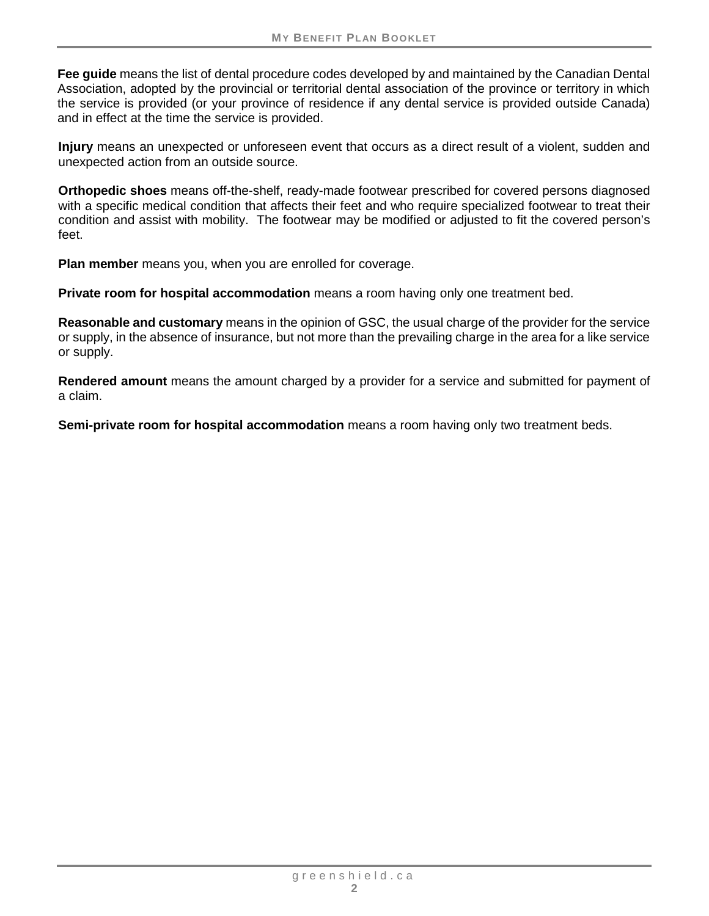**Fee guide** means the list of dental procedure codes developed by and maintained by the Canadian Dental Association, adopted by the provincial or territorial dental association of the province or territory in which the service is provided (or your province of residence if any dental service is provided outside Canada) and in effect at the time the service is provided.

**Injury** means an unexpected or unforeseen event that occurs as a direct result of a violent, sudden and unexpected action from an outside source.

**Orthopedic shoes** means off-the-shelf, ready-made footwear prescribed for covered persons diagnosed with a specific medical condition that affects their feet and who require specialized footwear to treat their condition and assist with mobility. The footwear may be modified or adjusted to fit the covered person's feet.

**Plan member** means you, when you are enrolled for coverage.

**Private room for hospital accommodation** means a room having only one treatment bed.

**Reasonable and customary** means in the opinion of GSC, the usual charge of the provider for the service or supply, in the absence of insurance, but not more than the prevailing charge in the area for a like service or supply.

**Rendered amount** means the amount charged by a provider for a service and submitted for payment of a claim.

**Semi-private room for hospital accommodation** means a room having only two treatment beds.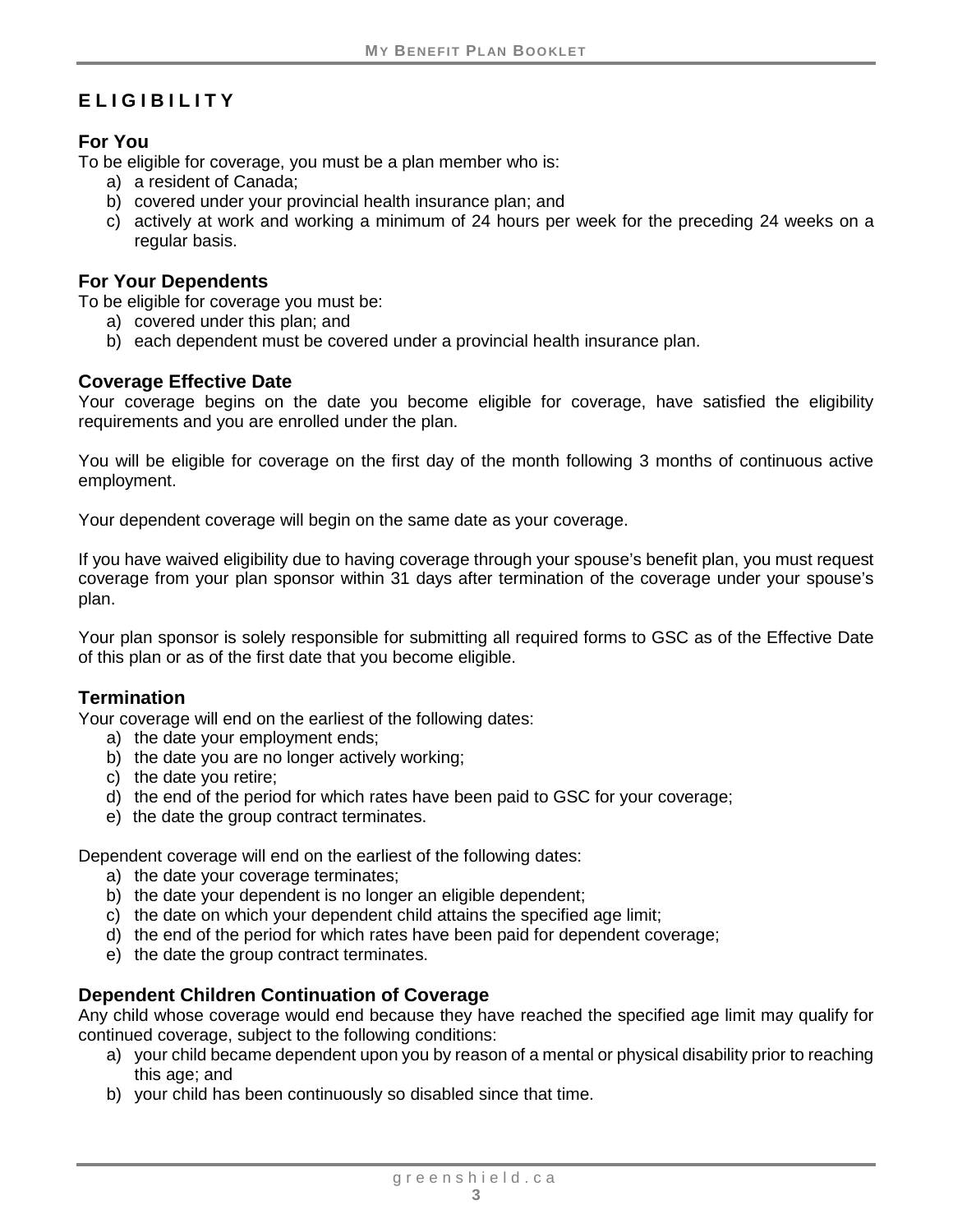# ELIGIBILITY

## For You

To be eligible for coverage, you must be a plan member who is:

a) a resident of Canada;
b) covered under your provincial health insurance plan; and
c) actively at work and working a minimum of 24 hours per week for the preceding 24 weeks on a regular basis.

## For Your Dependents

To be eligible for coverage you must be:

a) covered under this plan; and
b) each dependent must be covered under a provincial health insurance plan.

## Coverage Effective Date

Your coverage begins on the date you become eligible for coverage, have satisfied the eligibility requirements and you are enrolled under the plan.

You will be eligible for coverage on the first day of the month following 3 months of continuous active employment.

Your dependent coverage will begin on the same date as your coverage.

If you have waived eligibility due to having coverage through your spouse's benefit plan, you must request coverage from your plan sponsor within 31 days after termination of the coverage under your spouse's plan.

Your plan sponsor is solely responsible for submitting all required forms to GSC as of the Effective Date of this plan or as of the first date that you become eligible.

## Termination

Your coverage will end on the earliest of the following dates:

a) the date your employment ends;
b) the date you are no longer actively working;
c) the date you retire;
d) the end of the period for which rates have been paid to GSC for your coverage;
e) the date the group contract terminates.

Dependent coverage will end on the earliest of the following dates:

a) the date your coverage terminates;
b) the date your dependent is no longer an eligible dependent;
c) the date on which your dependent child attains the specified age limit;
d) the end of the period for which rates have been paid for dependent coverage;
e) the date the group contract terminates.

## Dependent Children Continuation of Coverage

Any child whose coverage would end because they have reached the specified age limit may qualify for continued coverage, subject to the following conditions:

a) your child became dependent upon you by reason of a mental or physical disability prior to reaching this age; and
b) your child has been continuously so disabled since that time.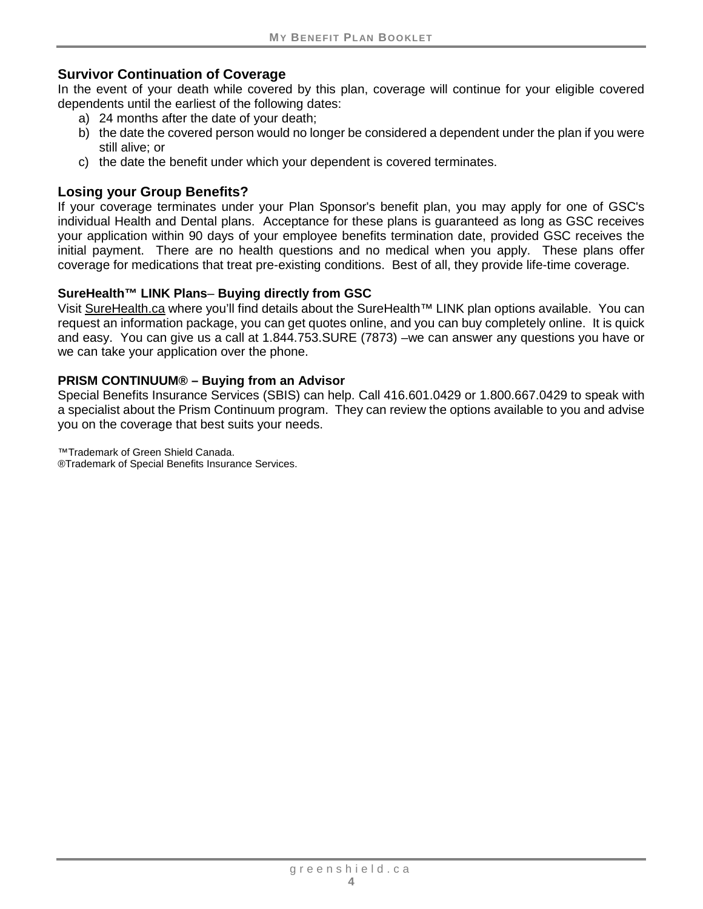## Survivor Continuation of Coverage

In the event of your death while covered by this plan, coverage will continue for your eligible covered dependents until the earliest of the following dates:

a) 24 months after the date of your death;
b) the date the covered person would no longer be considered a dependent under the plan if you were still alive; or
c) the date the benefit under which your dependent is covered terminates.

## Losing your Group Benefits?

If your coverage terminates under your Plan Sponsor's benefit plan, you may apply for one of GSC's individual Health and Dental plans. Acceptance for these plans is guaranteed as long as GSC receives your application within 90 days of your employee benefits termination date, provided GSC receives the initial payment. There are no health questions and no medical when you apply. These plans offer coverage for medications that treat pre-existing conditions. Best of all, they provide life-time coverage.

### SureHealth™ LINK Plans– Buying directly from GSC

Visit SureHealth.ca where you'll find details about the SureHealth™ LINK plan options available. You can request an information package, you can get quotes online, and you can buy completely online. It is quick and easy. You can give us a call at 1.844.753.SURE (7873) –we can answer any questions you have or we can take your application over the phone.

### PRISM CONTINUUM® – Buying from an Advisor

Special Benefits Insurance Services (SBIS) can help. Call 416.601.0429 or 1.800.667.0429 to speak with a specialist about the Prism Continuum program. They can review the options available to you and advise you on the coverage that best suits your needs.

™Trademark of Green Shield Canada.
®Trademark of Special Benefits Insurance Services.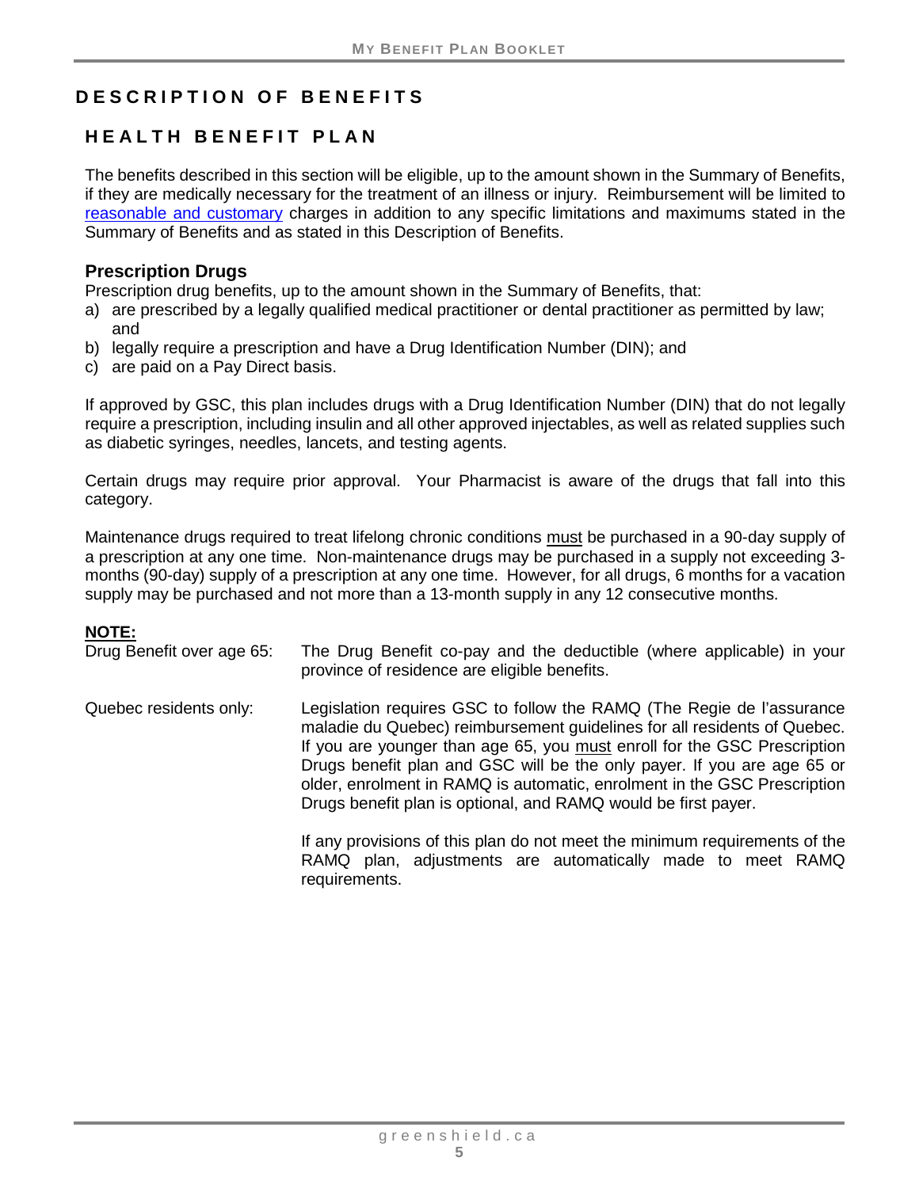# DESCRIPTION OF BENEFITS

## HEALTH BENEFIT PLAN

The benefits described in this section will be eligible, up to the amount shown in the Summary of Benefits, if they are medically necessary for the treatment of an illness or injury. Reimbursement will be limited to reasonable and customary charges in addition to any specific limitations and maximums stated in the Summary of Benefits and as stated in this Description of Benefits.

### Prescription Drugs

Prescription drug benefits, up to the amount shown in the Summary of Benefits, that:

a) are prescribed by a legally qualified medical practitioner or dental practitioner as permitted by law; and
b) legally require a prescription and have a Drug Identification Number (DIN); and
c) are paid on a Pay Direct basis.

If approved by GSC, this plan includes drugs with a Drug Identification Number (DIN) that do not legally require a prescription, including insulin and all other approved injectables, as well as related supplies such as diabetic syringes, needles, lancets, and testing agents.

Certain drugs may require prior approval. Your Pharmacist is aware of the drugs that fall into this category.

Maintenance drugs required to treat lifelong chronic conditions must be purchased in a 90-day supply of a prescription at any one time. Non-maintenance drugs may be purchased in a supply not exceeding 3-months (90-day) supply of a prescription at any one time. However, for all drugs, 6 months for a vacation supply may be purchased and not more than a 13-month supply in any 12 consecutive months.

**NOTE:**

Drug Benefit over age 65: The Drug Benefit co-pay and the deductible (where applicable) in your province of residence are eligible benefits.

Quebec residents only: Legislation requires GSC to follow the RAMQ (The Regie de l'assurance maladie du Quebec) reimbursement guidelines for all residents of Quebec. If you are younger than age 65, you must enroll for the GSC Prescription Drugs benefit plan and GSC will be the only payer. If you are age 65 or older, enrolment in RAMQ is automatic, enrolment in the GSC Prescription Drugs benefit plan is optional, and RAMQ would be first payer.

If any provisions of this plan do not meet the minimum requirements of the RAMQ plan, adjustments are automatically made to meet RAMQ requirements.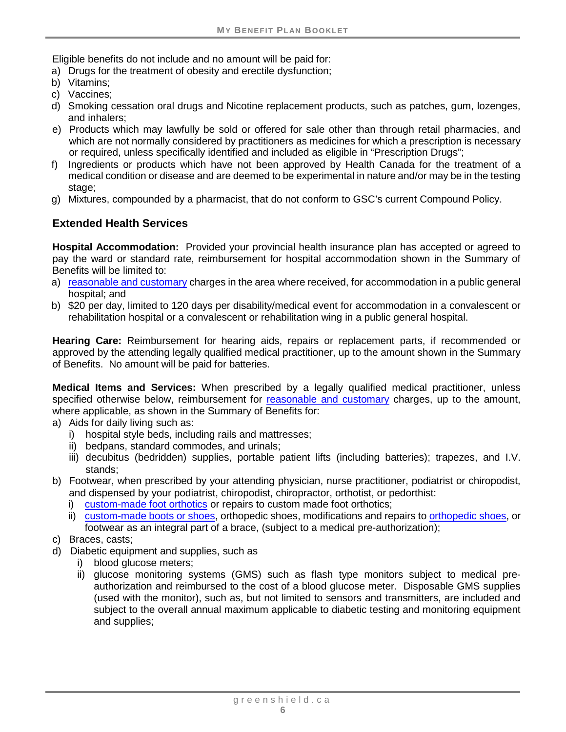Eligible benefits do not include and no amount will be paid for:

a) Drugs for the treatment of obesity and erectile dysfunction;
b) Vitamins;
c) Vaccines;
d) Smoking cessation oral drugs and Nicotine replacement products, such as patches, gum, lozenges, and inhalers;
e) Products which may lawfully be sold or offered for sale other than through retail pharmacies, and which are not normally considered by practitioners as medicines for which a prescription is necessary or required, unless specifically identified and included as eligible in "Prescription Drugs";
f) Ingredients or products which have not been approved by Health Canada for the treatment of a medical condition or disease and are deemed to be experimental in nature and/or may be in the testing stage;
g) Mixtures, compounded by a pharmacist, that do not conform to GSC's current Compound Policy.

## Extended Health Services

**Hospital Accommodation:** Provided your provincial health insurance plan has accepted or agreed to pay the ward or standard rate, reimbursement for hospital accommodation shown in the Summary of Benefits will be limited to:

a) reasonable and customary charges in the area where received, for accommodation in a public general hospital; and
b) $20 per day, limited to 120 days per disability/medical event for accommodation in a convalescent or rehabilitation hospital or a convalescent or rehabilitation wing in a public general hospital.

**Hearing Care:** Reimbursement for hearing aids, repairs or replacement parts, if recommended or approved by the attending legally qualified medical practitioner, up to the amount shown in the Summary of Benefits. No amount will be paid for batteries.

**Medical Items and Services:** When prescribed by a legally qualified medical practitioner, unless specified otherwise below, reimbursement for reasonable and customary charges, up to the amount, where applicable, as shown in the Summary of Benefits for:

a) Aids for daily living such as:
   i) hospital style beds, including rails and mattresses;
   ii) bedpans, standard commodes, and urinals;
   iii) decubitus (bedridden) supplies, portable patient lifts (including batteries); trapezes, and I.V. stands;
b) Footwear, when prescribed by your attending physician, nurse practitioner, podiatrist or chiropodist, and dispensed by your podiatrist, chiropodist, chiropractor, orthotist, or pedorthist:
   i) custom-made foot orthotics or repairs to custom made foot orthotics;
   ii) custom-made boots or shoes, orthopedic shoes, modifications and repairs to orthopedic shoes, or footwear as an integral part of a brace, (subject to a medical pre-authorization);
c) Braces, casts;
d) Diabetic equipment and supplies, such as
   i) blood glucose meters;
   ii) glucose monitoring systems (GMS) such as flash type monitors subject to medical pre-authorization and reimbursed to the cost of a blood glucose meter. Disposable GMS supplies (used with the monitor), such as, but not limited to sensors and transmitters, are included and subject to the overall annual maximum applicable to diabetic testing and monitoring equipment and supplies;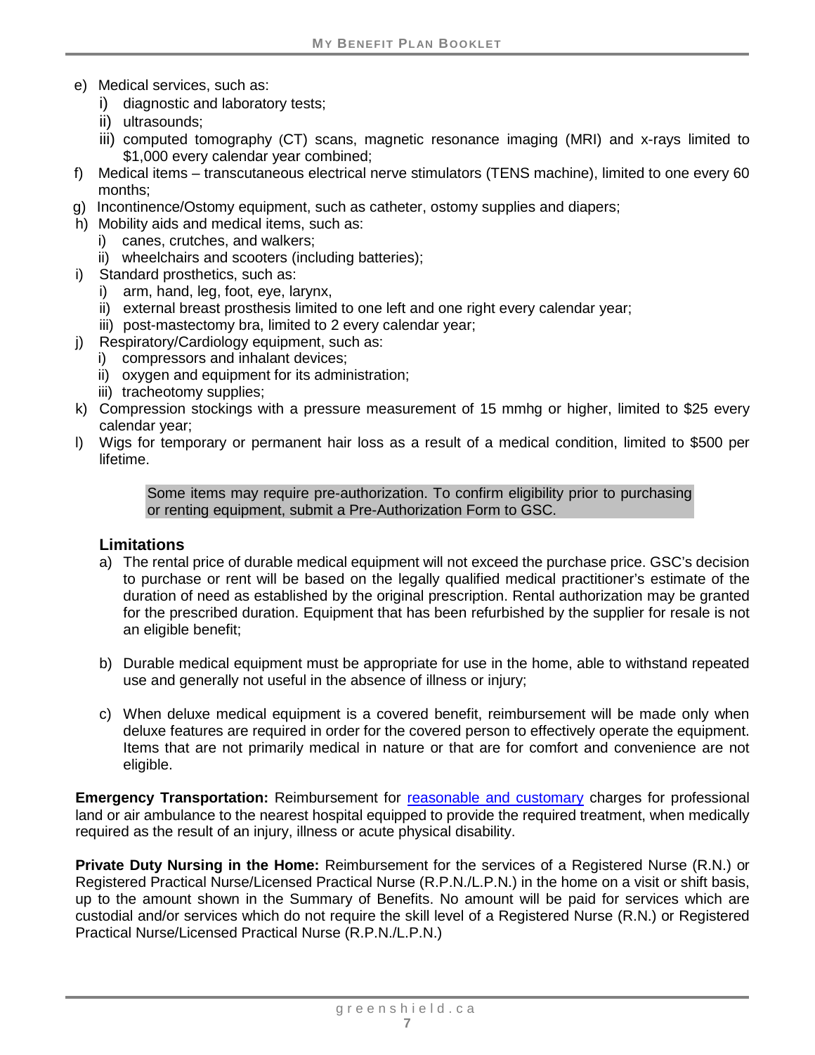e) Medical services, such as:
   i) diagnostic and laboratory tests;
   ii) ultrasounds;
   iii) computed tomography (CT) scans, magnetic resonance imaging (MRI) and x-rays limited to $1,000 every calendar year combined;
f) Medical items – transcutaneous electrical nerve stimulators (TENS machine), limited to one every 60 months;
g) Incontinence/Ostomy equipment, such as catheter, ostomy supplies and diapers;
h) Mobility aids and medical items, such as:
   i) canes, crutches, and walkers;
   ii) wheelchairs and scooters (including batteries);
i) Standard prosthetics, such as:
   i) arm, hand, leg, foot, eye, larynx,
   ii) external breast prosthesis limited to one left and one right every calendar year;
   iii) post-mastectomy bra, limited to 2 every calendar year;
j) Respiratory/Cardiology equipment, such as:
   i) compressors and inhalant devices;
   ii) oxygen and equipment for its administration;
   iii) tracheotomy supplies;
k) Compression stockings with a pressure measurement of 15 mmhg or higher, limited to $25 every calendar year;
l) Wigs for temporary or permanent hair loss as a result of a medical condition, limited to $500 per lifetime.

> Some items may require pre-authorization. To confirm eligibility prior to purchasing or renting equipment, submit a Pre-Authorization Form to GSC.

### Limitations

a) The rental price of durable medical equipment will not exceed the purchase price. GSC's decision to purchase or rent will be based on the legally qualified medical practitioner's estimate of the duration of need as established by the original prescription. Rental authorization may be granted for the prescribed duration. Equipment that has been refurbished by the supplier for resale is not an eligible benefit;

b) Durable medical equipment must be appropriate for use in the home, able to withstand repeated use and generally not useful in the absence of illness or injury;

c) When deluxe medical equipment is a covered benefit, reimbursement will be made only when deluxe features are required in order for the covered person to effectively operate the equipment. Items that are not primarily medical in nature or that are for comfort and convenience are not eligible.

**Emergency Transportation:** Reimbursement for reasonable and customary charges for professional land or air ambulance to the nearest hospital equipped to provide the required treatment, when medically required as the result of an injury, illness or acute physical disability.

**Private Duty Nursing in the Home:** Reimbursement for the services of a Registered Nurse (R.N.) or Registered Practical Nurse/Licensed Practical Nurse (R.P.N./L.P.N.) in the home on a visit or shift basis, up to the amount shown in the Summary of Benefits. No amount will be paid for services which are custodial and/or services which do not require the skill level of a Registered Nurse (R.N.) or Registered Practical Nurse/Licensed Practical Nurse (R.P.N./L.P.N.)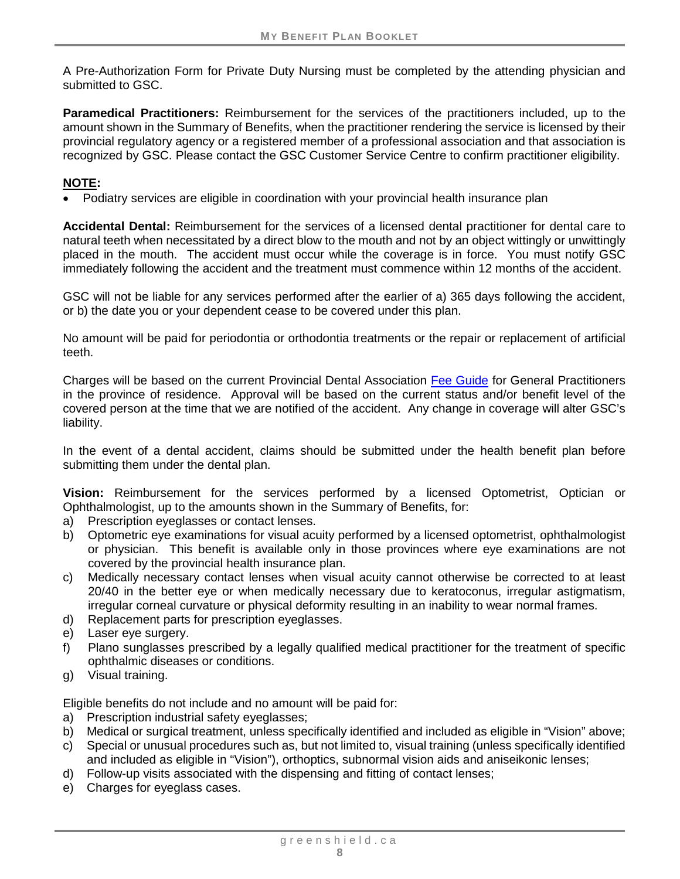A Pre-Authorization Form for Private Duty Nursing must be completed by the attending physician and submitted to GSC.

**Paramedical Practitioners:** Reimbursement for the services of the practitioners included, up to the amount shown in the Summary of Benefits, when the practitioner rendering the service is licensed by their provincial regulatory agency or a registered member of a professional association and that association is recognized by GSC. Please contact the GSC Customer Service Centre to confirm practitioner eligibility.

**NOTE:**

- Podiatry services are eligible in coordination with your provincial health insurance plan

**Accidental Dental:** Reimbursement for the services of a licensed dental practitioner for dental care to natural teeth when necessitated by a direct blow to the mouth and not by an object wittingly or unwittingly placed in the mouth. The accident must occur while the coverage is in force. You must notify GSC immediately following the accident and the treatment must commence within 12 months of the accident.

GSC will not be liable for any services performed after the earlier of a) 365 days following the accident, or b) the date you or your dependent cease to be covered under this plan.

No amount will be paid for periodontia or orthodontia treatments or the repair or replacement of artificial teeth.

Charges will be based on the current Provincial Dental Association Fee Guide for General Practitioners in the province of residence. Approval will be based on the current status and/or benefit level of the covered person at the time that we are notified of the accident. Any change in coverage will alter GSC's liability.

In the event of a dental accident, claims should be submitted under the health benefit plan before submitting them under the dental plan.

**Vision:** Reimbursement for the services performed by a licensed Optometrist, Optician or Ophthalmologist, up to the amounts shown in the Summary of Benefits, for:

a) Prescription eyeglasses or contact lenses.
b) Optometric eye examinations for visual acuity performed by a licensed optometrist, ophthalmologist or physician. This benefit is available only in those provinces where eye examinations are not covered by the provincial health insurance plan.
c) Medically necessary contact lenses when visual acuity cannot otherwise be corrected to at least 20/40 in the better eye or when medically necessary due to keratoconus, irregular astigmatism, irregular corneal curvature or physical deformity resulting in an inability to wear normal frames.
d) Replacement parts for prescription eyeglasses.
e) Laser eye surgery.
f) Plano sunglasses prescribed by a legally qualified medical practitioner for the treatment of specific ophthalmic diseases or conditions.
g) Visual training.

Eligible benefits do not include and no amount will be paid for:

a) Prescription industrial safety eyeglasses;
b) Medical or surgical treatment, unless specifically identified and included as eligible in "Vision" above;
c) Special or unusual procedures such as, but not limited to, visual training (unless specifically identified and included as eligible in "Vision"), orthoptics, subnormal vision aids and aniseikonic lenses;
d) Follow-up visits associated with the dispensing and fitting of contact lenses;
e) Charges for eyeglass cases.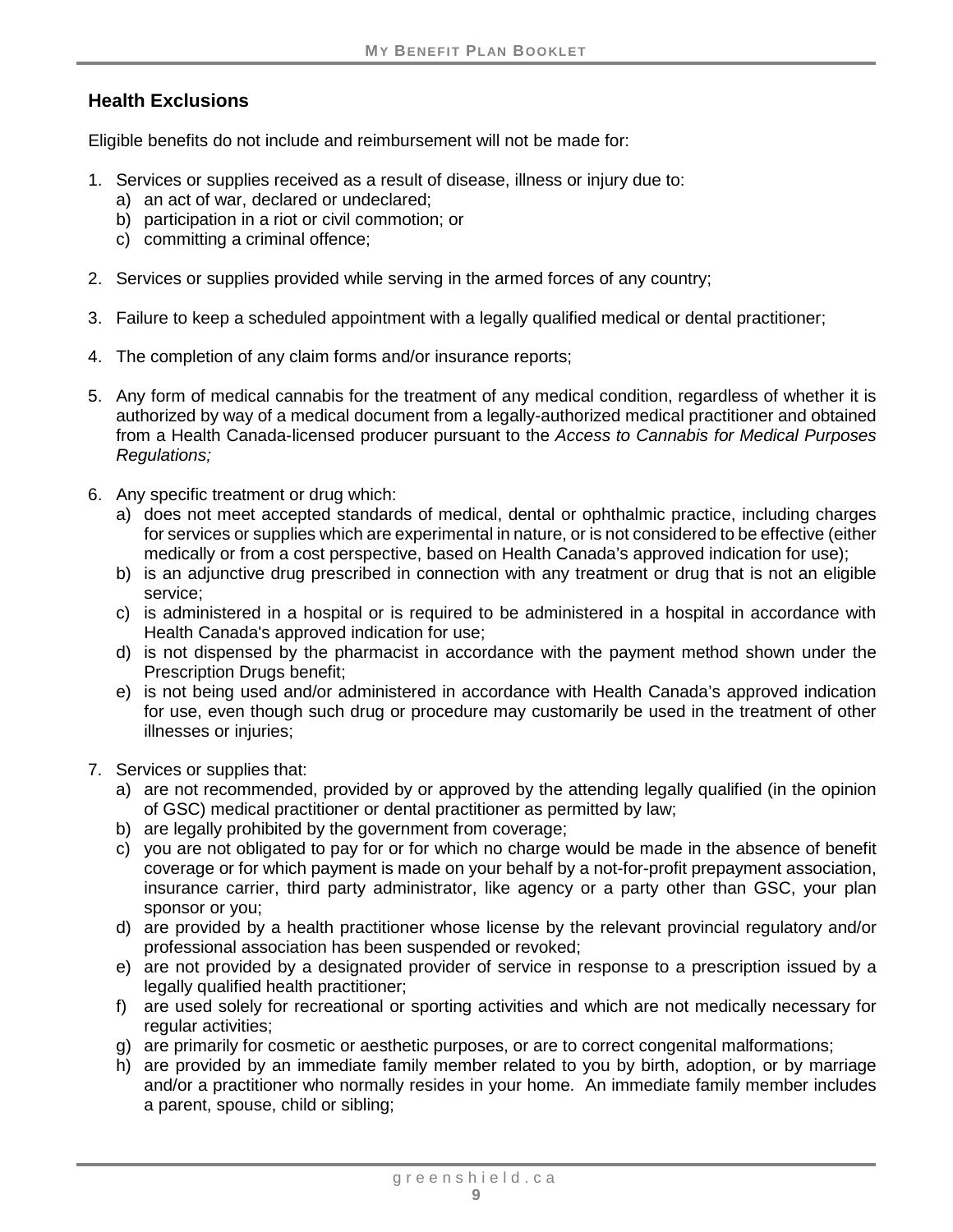## Health Exclusions

Eligible benefits do not include and reimbursement will not be made for:

1. Services or supplies received as a result of disease, illness or injury due to:
   a) an act of war, declared or undeclared;
   b) participation in a riot or civil commotion; or
   c) committing a criminal offence;

2. Services or supplies provided while serving in the armed forces of any country;

3. Failure to keep a scheduled appointment with a legally qualified medical or dental practitioner;

4. The completion of any claim forms and/or insurance reports;

5. Any form of medical cannabis for the treatment of any medical condition, regardless of whether it is authorized by way of a medical document from a legally-authorized medical practitioner and obtained from a Health Canada-licensed producer pursuant to the *Access to Cannabis for Medical Purposes Regulations;*

6. Any specific treatment or drug which:
   a) does not meet accepted standards of medical, dental or ophthalmic practice, including charges for services or supplies which are experimental in nature, or is not considered to be effective (either medically or from a cost perspective, based on Health Canada's approved indication for use);
   b) is an adjunctive drug prescribed in connection with any treatment or drug that is not an eligible service;
   c) is administered in a hospital or is required to be administered in a hospital in accordance with Health Canada's approved indication for use;
   d) is not dispensed by the pharmacist in accordance with the payment method shown under the Prescription Drugs benefit;
   e) is not being used and/or administered in accordance with Health Canada's approved indication for use, even though such drug or procedure may customarily be used in the treatment of other illnesses or injuries;

7. Services or supplies that:
   a) are not recommended, provided by or approved by the attending legally qualified (in the opinion of GSC) medical practitioner or dental practitioner as permitted by law;
   b) are legally prohibited by the government from coverage;
   c) you are not obligated to pay for or for which no charge would be made in the absence of benefit coverage or for which payment is made on your behalf by a not-for-profit prepayment association, insurance carrier, third party administrator, like agency or a party other than GSC, your plan sponsor or you;
   d) are provided by a health practitioner whose license by the relevant provincial regulatory and/or professional association has been suspended or revoked;
   e) are not provided by a designated provider of service in response to a prescription issued by a legally qualified health practitioner;
   f) are used solely for recreational or sporting activities and which are not medically necessary for regular activities;
   g) are primarily for cosmetic or aesthetic purposes, or are to correct congenital malformations;
   h) are provided by an immediate family member related to you by birth, adoption, or by marriage and/or a practitioner who normally resides in your home. An immediate family member includes a parent, spouse, child or sibling;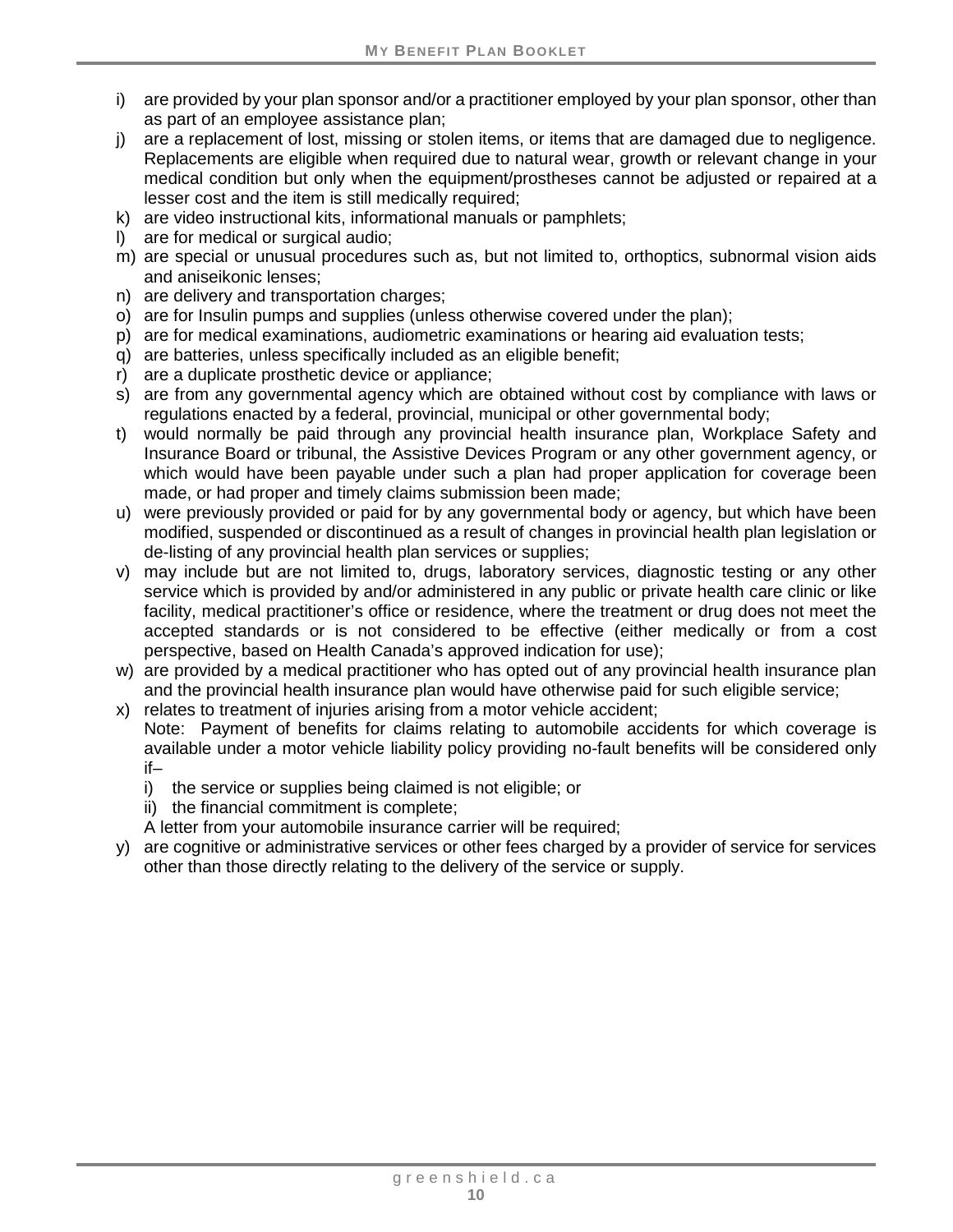i) are provided by your plan sponsor and/or a practitioner employed by your plan sponsor, other than as part of an employee assistance plan;
j) are a replacement of lost, missing or stolen items, or items that are damaged due to negligence. Replacements are eligible when required due to natural wear, growth or relevant change in your medical condition but only when the equipment/prostheses cannot be adjusted or repaired at a lesser cost and the item is still medically required;
k) are video instructional kits, informational manuals or pamphlets;
l) are for medical or surgical audio;
m) are special or unusual procedures such as, but not limited to, orthoptics, subnormal vision aids and aniseikonic lenses;
n) are delivery and transportation charges;
o) are for Insulin pumps and supplies (unless otherwise covered under the plan);
p) are for medical examinations, audiometric examinations or hearing aid evaluation tests;
q) are batteries, unless specifically included as an eligible benefit;
r) are a duplicate prosthetic device or appliance;
s) are from any governmental agency which are obtained without cost by compliance with laws or regulations enacted by a federal, provincial, municipal or other governmental body;
t) would normally be paid through any provincial health insurance plan, Workplace Safety and Insurance Board or tribunal, the Assistive Devices Program or any other government agency, or which would have been payable under such a plan had proper application for coverage been made, or had proper and timely claims submission been made;
u) were previously provided or paid for by any governmental body or agency, but which have been modified, suspended or discontinued as a result of changes in provincial health plan legislation or de-listing of any provincial health plan services or supplies;
v) may include but are not limited to, drugs, laboratory services, diagnostic testing or any other service which is provided by and/or administered in any public or private health care clinic or like facility, medical practitioner's office or residence, where the treatment or drug does not meet the accepted standards or is not considered to be effective (either medically or from a cost perspective, based on Health Canada's approved indication for use);
w) are provided by a medical practitioner who has opted out of any provincial health insurance plan and the provincial health insurance plan would have otherwise paid for such eligible service;
x) relates to treatment of injuries arising from a motor vehicle accident;
   Note: Payment of benefits for claims relating to automobile accidents for which coverage is available under a motor vehicle liability policy providing no-fault benefits will be considered only if–
   i) the service or supplies being claimed is not eligible; or
   ii) the financial commitment is complete;
   
   A letter from your automobile insurance carrier will be required;
y) are cognitive or administrative services or other fees charged by a provider of service for services other than those directly relating to the delivery of the service or supply.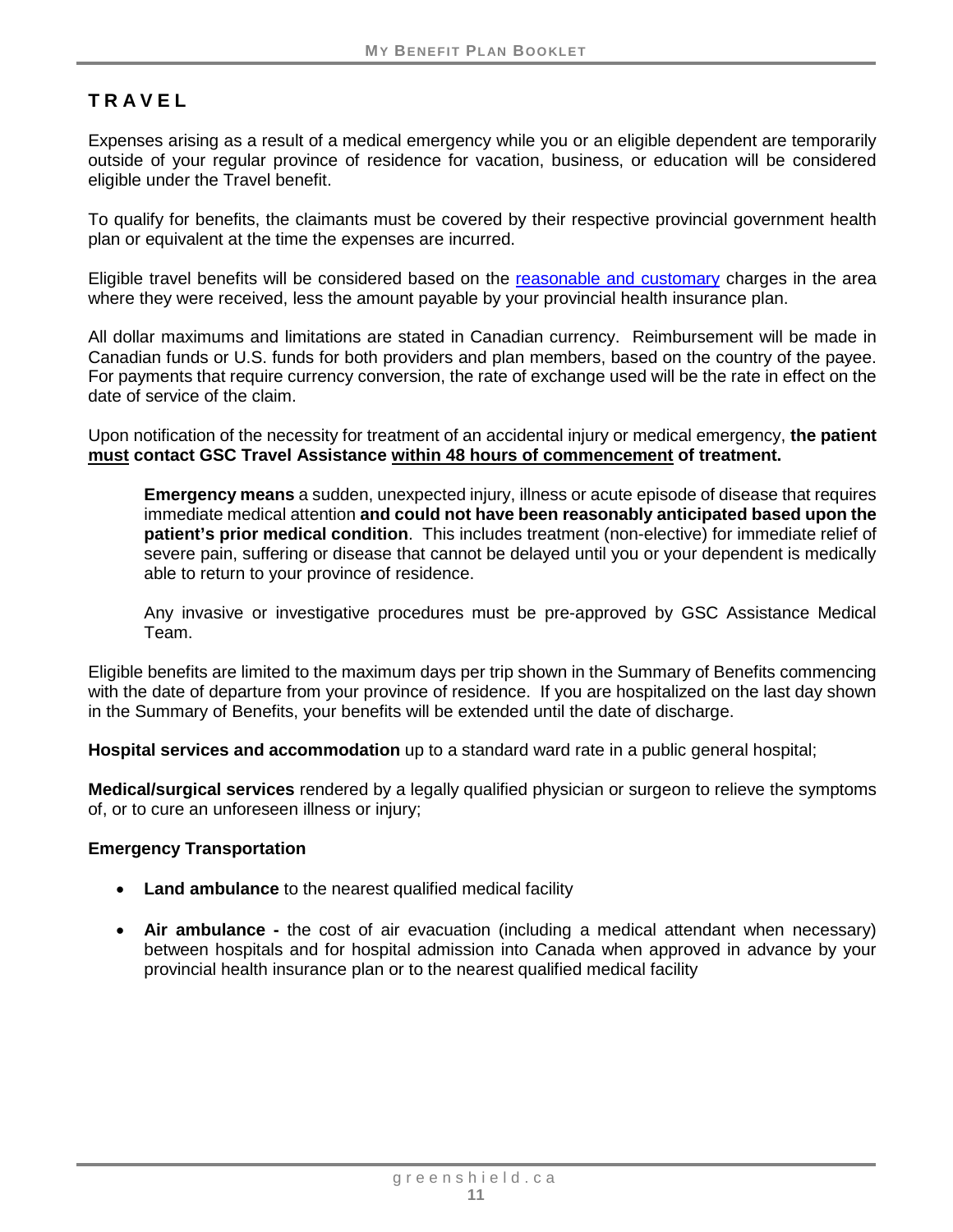# TRAVEL

Expenses arising as a result of a medical emergency while you or an eligible dependent are temporarily outside of your regular province of residence for vacation, business, or education will be considered eligible under the Travel benefit.

To qualify for benefits, the claimants must be covered by their respective provincial government health plan or equivalent at the time the expenses are incurred.

Eligible travel benefits will be considered based on the reasonable and customary charges in the area where they were received, less the amount payable by your provincial health insurance plan.

All dollar maximums and limitations are stated in Canadian currency. Reimbursement will be made in Canadian funds or U.S. funds for both providers and plan members, based on the country of the payee. For payments that require currency conversion, the rate of exchange used will be the rate in effect on the date of service of the claim.

Upon notification of the necessity for treatment of an accidental injury or medical emergency, **the patient must contact GSC Travel Assistance within 48 hours of commencement of treatment.**

> **Emergency means** a sudden, unexpected injury, illness or acute episode of disease that requires immediate medical attention **and could not have been reasonably anticipated based upon the patient's prior medical condition**. This includes treatment (non-elective) for immediate relief of severe pain, suffering or disease that cannot be delayed until you or your dependent is medically able to return to your province of residence.
>
> Any invasive or investigative procedures must be pre-approved by GSC Assistance Medical Team.

Eligible benefits are limited to the maximum days per trip shown in the Summary of Benefits commencing with the date of departure from your province of residence. If you are hospitalized on the last day shown in the Summary of Benefits, your benefits will be extended until the date of discharge.

**Hospital services and accommodation** up to a standard ward rate in a public general hospital;

**Medical/surgical services** rendered by a legally qualified physician or surgeon to relieve the symptoms of, or to cure an unforeseen illness or injury;

**Emergency Transportation**

- **Land ambulance** to the nearest qualified medical facility
- **Air ambulance -** the cost of air evacuation (including a medical attendant when necessary) between hospitals and for hospital admission into Canada when approved in advance by your provincial health insurance plan or to the nearest qualified medical facility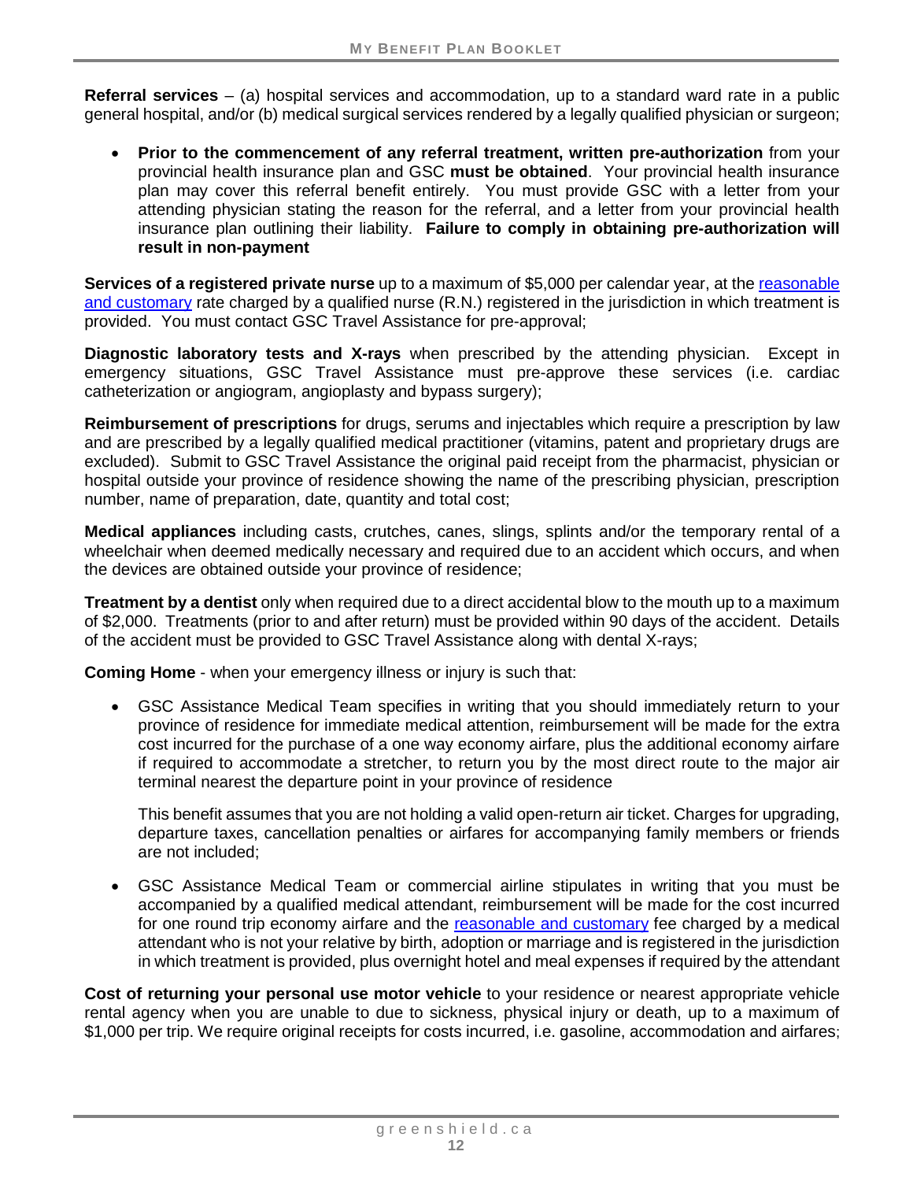**Referral services** – (a) hospital services and accommodation, up to a standard ward rate in a public general hospital, and/or (b) medical surgical services rendered by a legally qualified physician or surgeon;

- **Prior to the commencement of any referral treatment, written pre-authorization** from your provincial health insurance plan and GSC **must be obtained**. Your provincial health insurance plan may cover this referral benefit entirely. You must provide GSC with a letter from your attending physician stating the reason for the referral, and a letter from your provincial health insurance plan outlining their liability. **Failure to comply in obtaining pre-authorization will result in non-payment**

**Services of a registered private nurse** up to a maximum of $5,000 per calendar year, at the reasonable and customary rate charged by a qualified nurse (R.N.) registered in the jurisdiction in which treatment is provided. You must contact GSC Travel Assistance for pre-approval;

**Diagnostic laboratory tests and X-rays** when prescribed by the attending physician. Except in emergency situations, GSC Travel Assistance must pre-approve these services (i.e. cardiac catheterization or angiogram, angioplasty and bypass surgery);

**Reimbursement of prescriptions** for drugs, serums and injectables which require a prescription by law and are prescribed by a legally qualified medical practitioner (vitamins, patent and proprietary drugs are excluded). Submit to GSC Travel Assistance the original paid receipt from the pharmacist, physician or hospital outside your province of residence showing the name of the prescribing physician, prescription number, name of preparation, date, quantity and total cost;

**Medical appliances** including casts, crutches, canes, slings, splints and/or the temporary rental of a wheelchair when deemed medically necessary and required due to an accident which occurs, and when the devices are obtained outside your province of residence;

**Treatment by a dentist** only when required due to a direct accidental blow to the mouth up to a maximum of $2,000. Treatments (prior to and after return) must be provided within 90 days of the accident. Details of the accident must be provided to GSC Travel Assistance along with dental X-rays;

**Coming Home** - when your emergency illness or injury is such that:

- GSC Assistance Medical Team specifies in writing that you should immediately return to your province of residence for immediate medical attention, reimbursement will be made for the extra cost incurred for the purchase of a one way economy airfare, plus the additional economy airfare if required to accommodate a stretcher, to return you by the most direct route to the major air terminal nearest the departure point in your province of residence

  This benefit assumes that you are not holding a valid open-return air ticket. Charges for upgrading, departure taxes, cancellation penalties or airfares for accompanying family members or friends are not included;

- GSC Assistance Medical Team or commercial airline stipulates in writing that you must be accompanied by a qualified medical attendant, reimbursement will be made for the cost incurred for one round trip economy airfare and the reasonable and customary fee charged by a medical attendant who is not your relative by birth, adoption or marriage and is registered in the jurisdiction in which treatment is provided, plus overnight hotel and meal expenses if required by the attendant

**Cost of returning your personal use motor vehicle** to your residence or nearest appropriate vehicle rental agency when you are unable to due to sickness, physical injury or death, up to a maximum of $1,000 per trip. We require original receipts for costs incurred, i.e. gasoline, accommodation and airfares;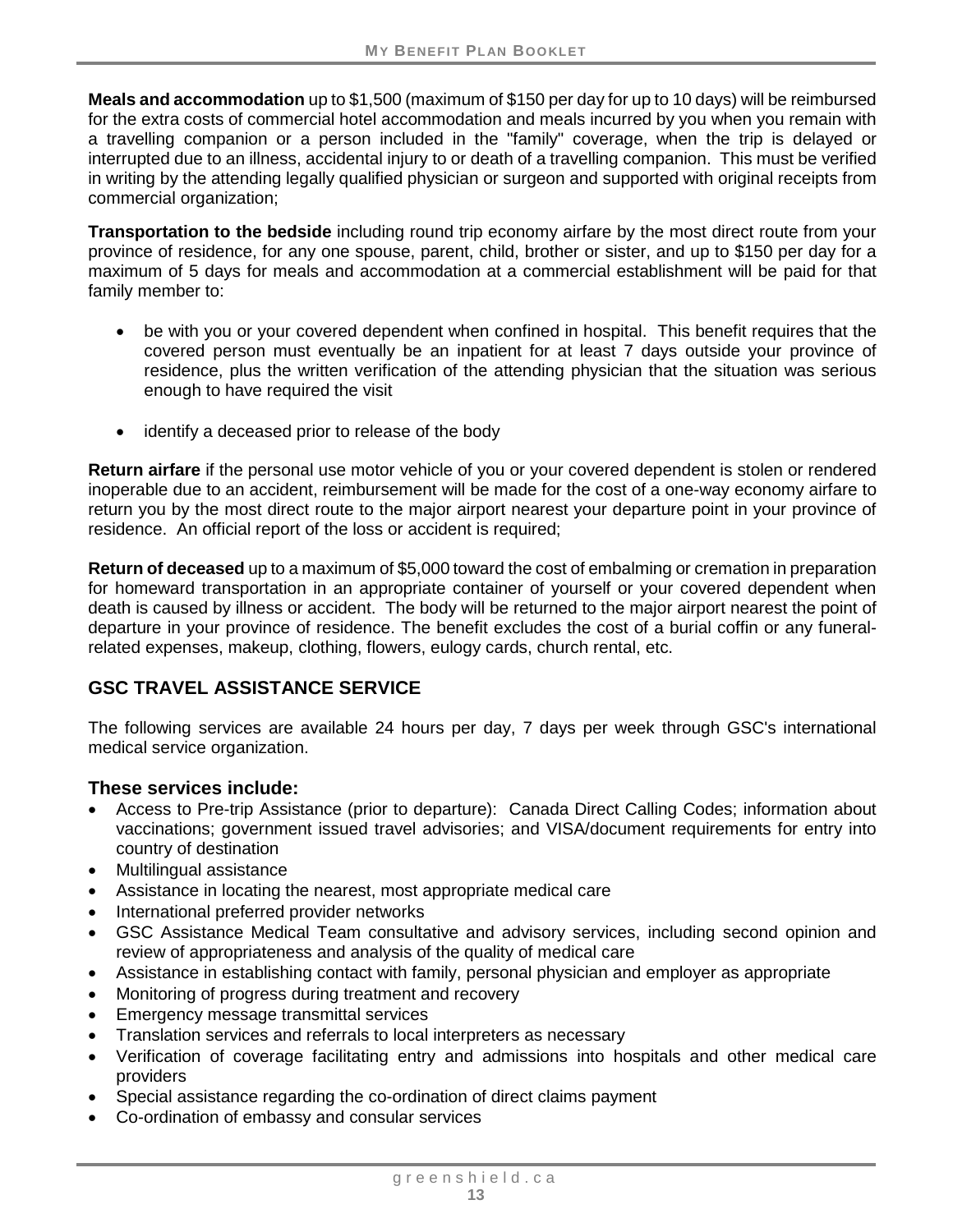**Meals and accommodation** up to $1,500 (maximum of $150 per day for up to 10 days) will be reimbursed for the extra costs of commercial hotel accommodation and meals incurred by you when you remain with a travelling companion or a person included in the "family" coverage, when the trip is delayed or interrupted due to an illness, accidental injury to or death of a travelling companion. This must be verified in writing by the attending legally qualified physician or surgeon and supported with original receipts from commercial organization;

**Transportation to the bedside** including round trip economy airfare by the most direct route from your province of residence, for any one spouse, parent, child, brother or sister, and up to $150 per day for a maximum of 5 days for meals and accommodation at a commercial establishment will be paid for that family member to:

- be with you or your covered dependent when confined in hospital. This benefit requires that the covered person must eventually be an inpatient for at least 7 days outside your province of residence, plus the written verification of the attending physician that the situation was serious enough to have required the visit
- identify a deceased prior to release of the body

**Return airfare** if the personal use motor vehicle of you or your covered dependent is stolen or rendered inoperable due to an accident, reimbursement will be made for the cost of a one-way economy airfare to return you by the most direct route to the major airport nearest your departure point in your province of residence. An official report of the loss or accident is required;

**Return of deceased** up to a maximum of $5,000 toward the cost of embalming or cremation in preparation for homeward transportation in an appropriate container of yourself or your covered dependent when death is caused by illness or accident. The body will be returned to the major airport nearest the point of departure in your province of residence. The benefit excludes the cost of a burial coffin or any funeral-related expenses, makeup, clothing, flowers, eulogy cards, church rental, etc.

## GSC TRAVEL ASSISTANCE SERVICE

The following services are available 24 hours per day, 7 days per week through GSC's international medical service organization.

### These services include:

- Access to Pre-trip Assistance (prior to departure): Canada Direct Calling Codes; information about vaccinations; government issued travel advisories; and VISA/document requirements for entry into country of destination
- Multilingual assistance
- Assistance in locating the nearest, most appropriate medical care
- International preferred provider networks
- GSC Assistance Medical Team consultative and advisory services, including second opinion and review of appropriateness and analysis of the quality of medical care
- Assistance in establishing contact with family, personal physician and employer as appropriate
- Monitoring of progress during treatment and recovery
- Emergency message transmittal services
- Translation services and referrals to local interpreters as necessary
- Verification of coverage facilitating entry and admissions into hospitals and other medical care providers
- Special assistance regarding the co-ordination of direct claims payment
- Co-ordination of embassy and consular services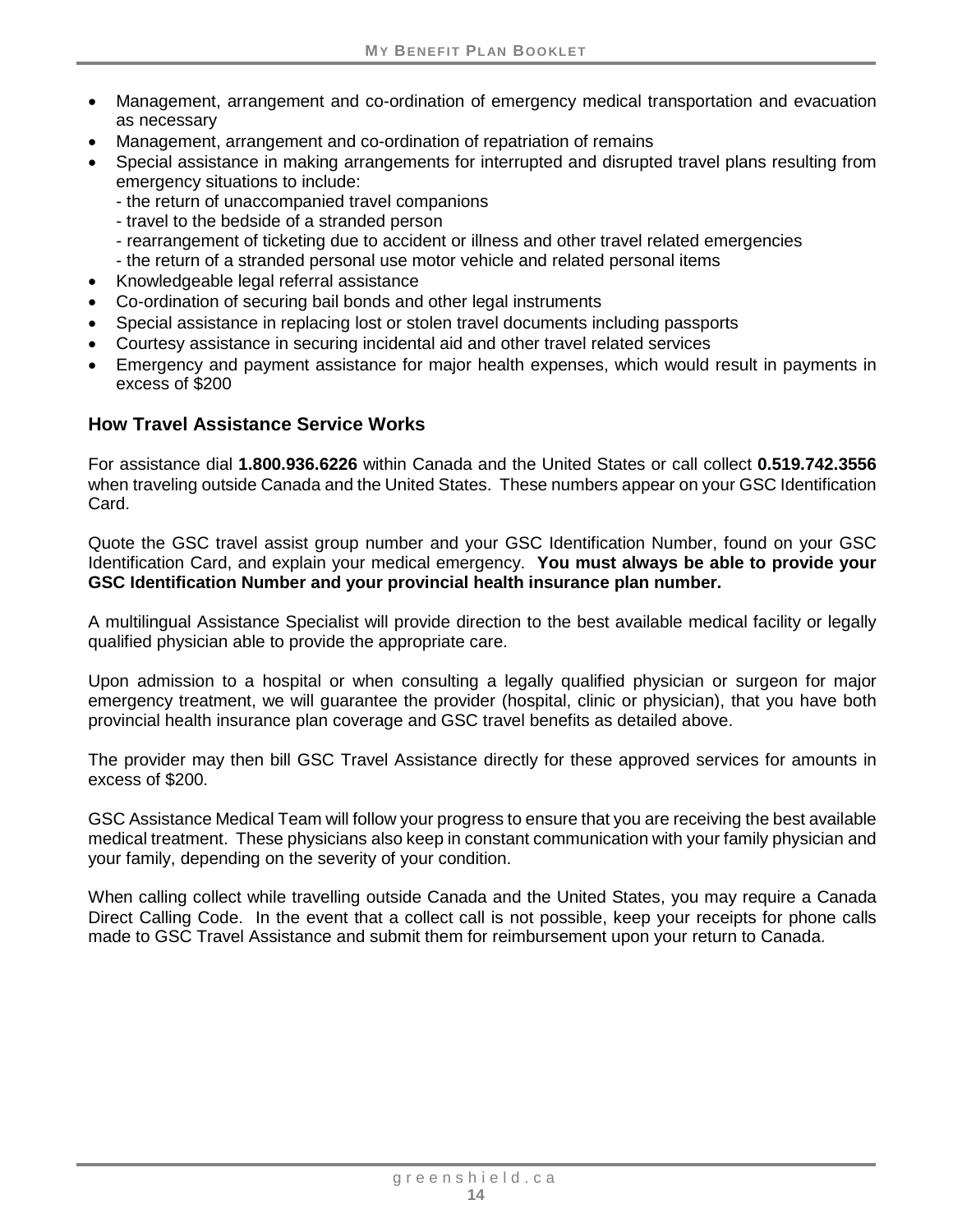- Management, arrangement and co-ordination of emergency medical transportation and evacuation as necessary
- Management, arrangement and co-ordination of repatriation of remains
- Special assistance in making arrangements for interrupted and disrupted travel plans resulting from emergency situations to include:
  - the return of unaccompanied travel companions
  - travel to the bedside of a stranded person
  - rearrangement of ticketing due to accident or illness and other travel related emergencies
  - the return of a stranded personal use motor vehicle and related personal items
- Knowledgeable legal referral assistance
- Co-ordination of securing bail bonds and other legal instruments
- Special assistance in replacing lost or stolen travel documents including passports
- Courtesy assistance in securing incidental aid and other travel related services
- Emergency and payment assistance for major health expenses, which would result in payments in excess of $200

## How Travel Assistance Service Works

For assistance dial **1.800.936.6226** within Canada and the United States or call collect **0.519.742.3556** when traveling outside Canada and the United States. These numbers appear on your GSC Identification Card.

Quote the GSC travel assist group number and your GSC Identification Number, found on your GSC Identification Card, and explain your medical emergency. **You must always be able to provide your GSC Identification Number and your provincial health insurance plan number.**

A multilingual Assistance Specialist will provide direction to the best available medical facility or legally qualified physician able to provide the appropriate care.

Upon admission to a hospital or when consulting a legally qualified physician or surgeon for major emergency treatment, we will guarantee the provider (hospital, clinic or physician), that you have both provincial health insurance plan coverage and GSC travel benefits as detailed above.

The provider may then bill GSC Travel Assistance directly for these approved services for amounts in excess of $200.

GSC Assistance Medical Team will follow your progress to ensure that you are receiving the best available medical treatment. These physicians also keep in constant communication with your family physician and your family, depending on the severity of your condition.

When calling collect while travelling outside Canada and the United States, you may require a Canada Direct Calling Code. In the event that a collect call is not possible, keep your receipts for phone calls made to GSC Travel Assistance and submit them for reimbursement upon your return to Canada.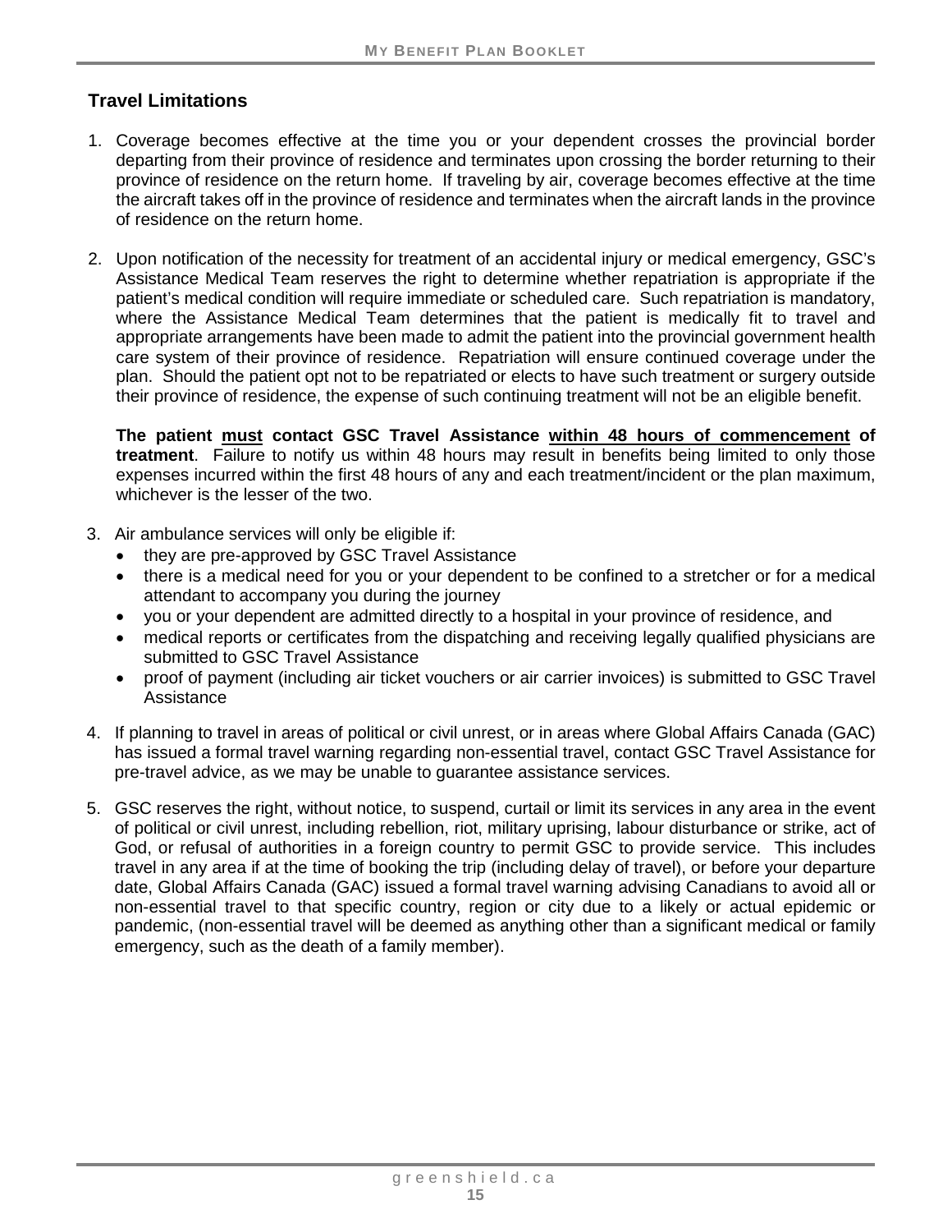## Travel Limitations

1. Coverage becomes effective at the time you or your dependent crosses the provincial border departing from their province of residence and terminates upon crossing the border returning to their province of residence on the return home. If traveling by air, coverage becomes effective at the time the aircraft takes off in the province of residence and terminates when the aircraft lands in the province of residence on the return home.

2. Upon notification of the necessity for treatment of an accidental injury or medical emergency, GSC's Assistance Medical Team reserves the right to determine whether repatriation is appropriate if the patient's medical condition will require immediate or scheduled care. Such repatriation is mandatory, where the Assistance Medical Team determines that the patient is medically fit to travel and appropriate arrangements have been made to admit the patient into the provincial government health care system of their province of residence. Repatriation will ensure continued coverage under the plan. Should the patient opt not to be repatriated or elects to have such treatment or surgery outside their province of residence, the expense of such continuing treatment will not be an eligible benefit.

   **The patient <u>must</u> contact GSC Travel Assistance <u>within 48 hours of commencement</u> of treatment**. Failure to notify us within 48 hours may result in benefits being limited to only those expenses incurred within the first 48 hours of any and each treatment/incident or the plan maximum, whichever is the lesser of the two.

3. Air ambulance services will only be eligible if:
   - they are pre-approved by GSC Travel Assistance
   - there is a medical need for you or your dependent to be confined to a stretcher or for a medical attendant to accompany you during the journey
   - you or your dependent are admitted directly to a hospital in your province of residence, and
   - medical reports or certificates from the dispatching and receiving legally qualified physicians are submitted to GSC Travel Assistance
   - proof of payment (including air ticket vouchers or air carrier invoices) is submitted to GSC Travel Assistance

4. If planning to travel in areas of political or civil unrest, or in areas where Global Affairs Canada (GAC) has issued a formal travel warning regarding non-essential travel, contact GSC Travel Assistance for pre-travel advice, as we may be unable to guarantee assistance services.

5. GSC reserves the right, without notice, to suspend, curtail or limit its services in any area in the event of political or civil unrest, including rebellion, riot, military uprising, labour disturbance or strike, act of God, or refusal of authorities in a foreign country to permit GSC to provide service. This includes travel in any area if at the time of booking the trip (including delay of travel), or before your departure date, Global Affairs Canada (GAC) issued a formal travel warning advising Canadians to avoid all or non-essential travel to that specific country, region or city due to a likely or actual epidemic or pandemic, (non-essential travel will be deemed as anything other than a significant medical or family emergency, such as the death of a family member).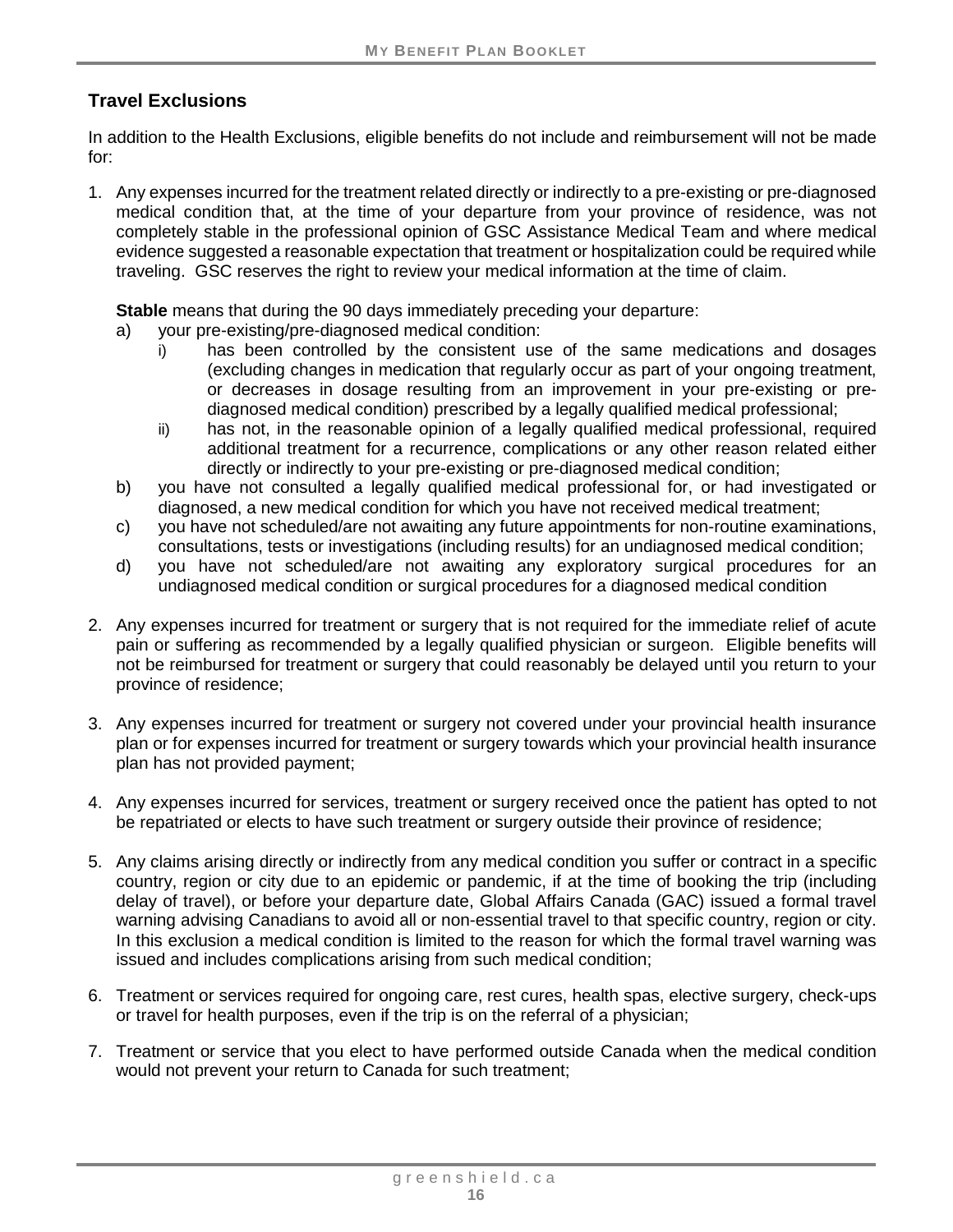## Travel Exclusions

In addition to the Health Exclusions, eligible benefits do not include and reimbursement will not be made for:

1. Any expenses incurred for the treatment related directly or indirectly to a pre-existing or pre-diagnosed medical condition that, at the time of your departure from your province of residence, was not completely stable in the professional opinion of GSC Assistance Medical Team and where medical evidence suggested a reasonable expectation that treatment or hospitalization could be required while traveling. GSC reserves the right to review your medical information at the time of claim.

   **Stable** means that during the 90 days immediately preceding your departure:

   a) your pre-existing/pre-diagnosed medical condition:
      - i) has been controlled by the consistent use of the same medications and dosages (excluding changes in medication that regularly occur as part of your ongoing treatment, or decreases in dosage resulting from an improvement in your pre-existing or pre-diagnosed medical condition) prescribed by a legally qualified medical professional;
      - ii) has not, in the reasonable opinion of a legally qualified medical professional, required additional treatment for a recurrence, complications or any other reason related either directly or indirectly to your pre-existing or pre-diagnosed medical condition;

   b) you have not consulted a legally qualified medical professional for, or had investigated or diagnosed, a new medical condition for which you have not received medical treatment;

   c) you have not scheduled/are not awaiting any future appointments for non-routine examinations, consultations, tests or investigations (including results) for an undiagnosed medical condition;

   d) you have not scheduled/are not awaiting any exploratory surgical procedures for an undiagnosed medical condition or surgical procedures for a diagnosed medical condition

2. Any expenses incurred for treatment or surgery that is not required for the immediate relief of acute pain or suffering as recommended by a legally qualified physician or surgeon. Eligible benefits will not be reimbursed for treatment or surgery that could reasonably be delayed until you return to your province of residence;

3. Any expenses incurred for treatment or surgery not covered under your provincial health insurance plan or for expenses incurred for treatment or surgery towards which your provincial health insurance plan has not provided payment;

4. Any expenses incurred for services, treatment or surgery received once the patient has opted to not be repatriated or elects to have such treatment or surgery outside their province of residence;

5. Any claims arising directly or indirectly from any medical condition you suffer or contract in a specific country, region or city due to an epidemic or pandemic, if at the time of booking the trip (including delay of travel), or before your departure date, Global Affairs Canada (GAC) issued a formal travel warning advising Canadians to avoid all or non-essential travel to that specific country, region or city. In this exclusion a medical condition is limited to the reason for which the formal travel warning was issued and includes complications arising from such medical condition;

6. Treatment or services required for ongoing care, rest cures, health spas, elective surgery, check-ups or travel for health purposes, even if the trip is on the referral of a physician;

7. Treatment or service that you elect to have performed outside Canada when the medical condition would not prevent your return to Canada for such treatment;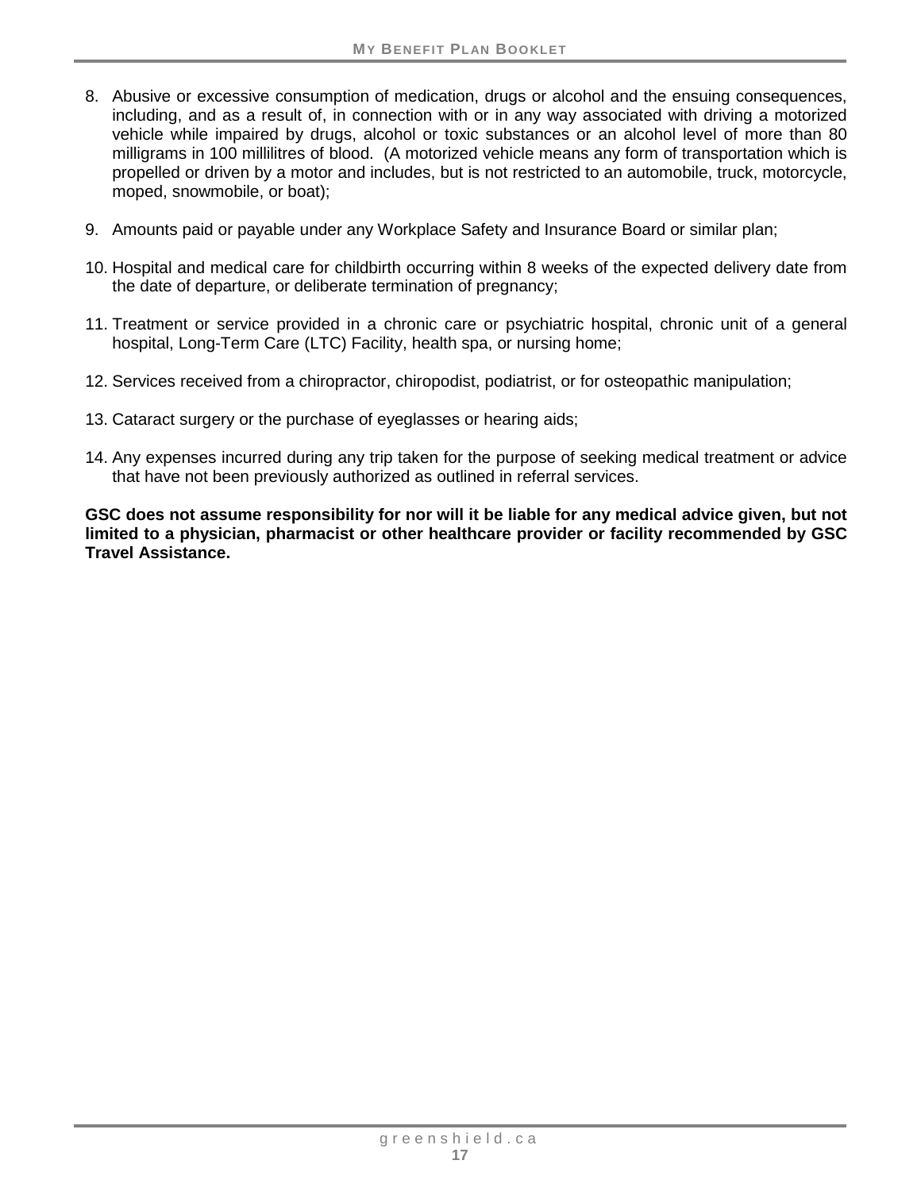8. Abusive or excessive consumption of medication, drugs or alcohol and the ensuing consequences, including, and as a result of, in connection with or in any way associated with driving a motorized vehicle while impaired by drugs, alcohol or toxic substances or an alcohol level of more than 80 milligrams in 100 millilitres of blood. (A motorized vehicle means any form of transportation which is propelled or driven by a motor and includes, but is not restricted to an automobile, truck, motorcycle, moped, snowmobile, or boat);

9. Amounts paid or payable under any Workplace Safety and Insurance Board or similar plan;

10. Hospital and medical care for childbirth occurring within 8 weeks of the expected delivery date from the date of departure, or deliberate termination of pregnancy;

11. Treatment or service provided in a chronic care or psychiatric hospital, chronic unit of a general hospital, Long-Term Care (LTC) Facility, health spa, or nursing home;

12. Services received from a chiropractor, chiropodist, podiatrist, or for osteopathic manipulation;

13. Cataract surgery or the purchase of eyeglasses or hearing aids;

14. Any expenses incurred during any trip taken for the purpose of seeking medical treatment or advice that have not been previously authorized as outlined in referral services.

**GSC does not assume responsibility for nor will it be liable for any medical advice given, but not limited to a physician, pharmacist or other healthcare provider or facility recommended by GSC Travel Assistance.**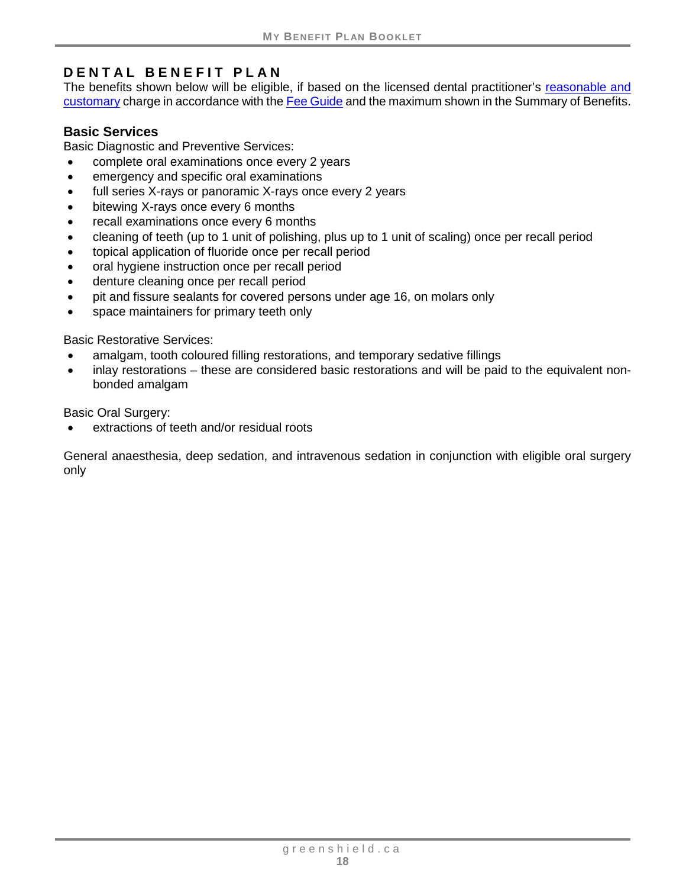## DENTAL BENEFIT PLAN

The benefits shown below will be eligible, if based on the licensed dental practitioner's reasonable and customary charge in accordance with the Fee Guide and the maximum shown in the Summary of Benefits.

### Basic Services

Basic Diagnostic and Preventive Services:

- complete oral examinations once every 2 years
- emergency and specific oral examinations
- full series X-rays or panoramic X-rays once every 2 years
- bitewing X-rays once every 6 months
- recall examinations once every 6 months
- cleaning of teeth (up to 1 unit of polishing, plus up to 1 unit of scaling) once per recall period
- topical application of fluoride once per recall period
- oral hygiene instruction once per recall period
- denture cleaning once per recall period
- pit and fissure sealants for covered persons under age 16, on molars only
- space maintainers for primary teeth only

Basic Restorative Services:

- amalgam, tooth coloured filling restorations, and temporary sedative fillings
- inlay restorations – these are considered basic restorations and will be paid to the equivalent non-bonded amalgam

Basic Oral Surgery:

- extractions of teeth and/or residual roots

General anaesthesia, deep sedation, and intravenous sedation in conjunction with eligible oral surgery only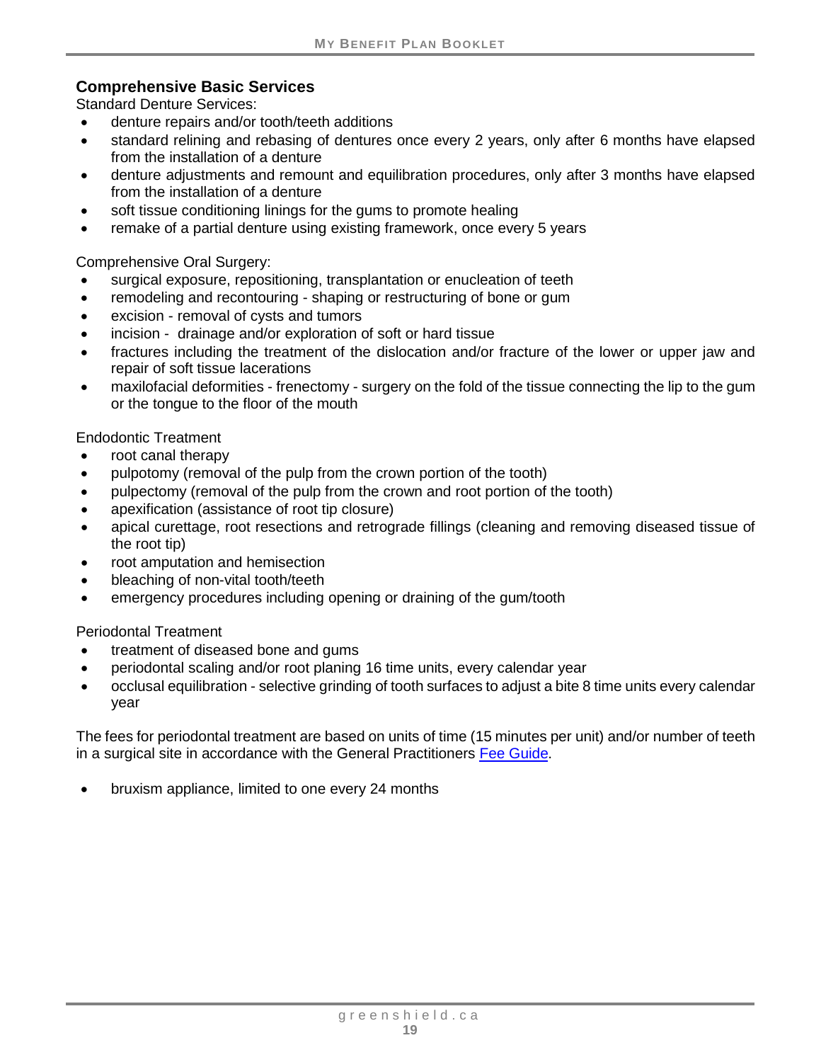## Comprehensive Basic Services

Standard Denture Services:

- denture repairs and/or tooth/teeth additions
- standard relining and rebasing of dentures once every 2 years, only after 6 months have elapsed from the installation of a denture
- denture adjustments and remount and equilibration procedures, only after 3 months have elapsed from the installation of a denture
- soft tissue conditioning linings for the gums to promote healing
- remake of a partial denture using existing framework, once every 5 years

Comprehensive Oral Surgery:

- surgical exposure, repositioning, transplantation or enucleation of teeth
- remodeling and recontouring - shaping or restructuring of bone or gum
- excision - removal of cysts and tumors
- incision - drainage and/or exploration of soft or hard tissue
- fractures including the treatment of the dislocation and/or fracture of the lower or upper jaw and repair of soft tissue lacerations
- maxilofacial deformities - frenectomy - surgery on the fold of the tissue connecting the lip to the gum or the tongue to the floor of the mouth

Endodontic Treatment

- root canal therapy
- pulpotomy (removal of the pulp from the crown portion of the tooth)
- pulpectomy (removal of the pulp from the crown and root portion of the tooth)
- apexification (assistance of root tip closure)
- apical curettage, root resections and retrograde fillings (cleaning and removing diseased tissue of the root tip)
- root amputation and hemisection
- bleaching of non-vital tooth/teeth
- emergency procedures including opening or draining of the gum/tooth

Periodontal Treatment

- treatment of diseased bone and gums
- periodontal scaling and/or root planing 16 time units, every calendar year
- occlusal equilibration - selective grinding of tooth surfaces to adjust a bite 8 time units every calendar year

The fees for periodontal treatment are based on units of time (15 minutes per unit) and/or number of teeth in a surgical site in accordance with the General Practitioners Fee Guide.

- bruxism appliance, limited to one every 24 months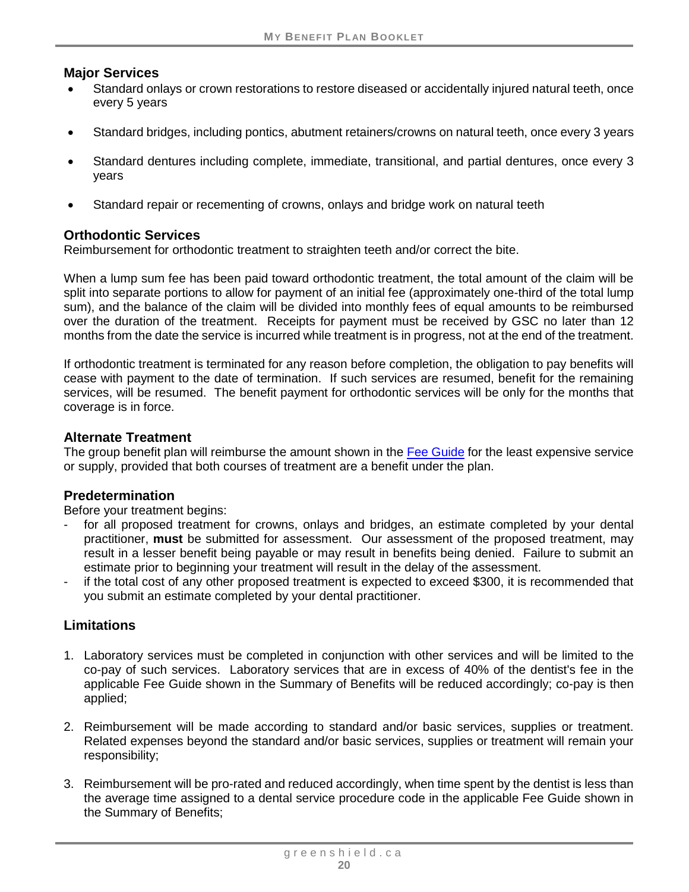### Major Services

- Standard onlays or crown restorations to restore diseased or accidentally injured natural teeth, once every 5 years
- Standard bridges, including pontics, abutment retainers/crowns on natural teeth, once every 3 years
- Standard dentures including complete, immediate, transitional, and partial dentures, once every 3 years
- Standard repair or recementing of crowns, onlays and bridge work on natural teeth

### Orthodontic Services

Reimbursement for orthodontic treatment to straighten teeth and/or correct the bite.

When a lump sum fee has been paid toward orthodontic treatment, the total amount of the claim will be split into separate portions to allow for payment of an initial fee (approximately one-third of the total lump sum), and the balance of the claim will be divided into monthly fees of equal amounts to be reimbursed over the duration of the treatment. Receipts for payment must be received by GSC no later than 12 months from the date the service is incurred while treatment is in progress, not at the end of the treatment.

If orthodontic treatment is terminated for any reason before completion, the obligation to pay benefits will cease with payment to the date of termination. If such services are resumed, benefit for the remaining services, will be resumed. The benefit payment for orthodontic services will be only for the months that coverage is in force.

### Alternate Treatment

The group benefit plan will reimburse the amount shown in the Fee Guide for the least expensive service or supply, provided that both courses of treatment are a benefit under the plan.

### Predetermination

Before your treatment begins:

- for all proposed treatment for crowns, onlays and bridges, an estimate completed by your dental practitioner, **must** be submitted for assessment. Our assessment of the proposed treatment, may result in a lesser benefit being payable or may result in benefits being denied. Failure to submit an estimate prior to beginning your treatment will result in the delay of the assessment.
- if the total cost of any other proposed treatment is expected to exceed $300, it is recommended that you submit an estimate completed by your dental practitioner.

### Limitations

1. Laboratory services must be completed in conjunction with other services and will be limited to the co-pay of such services. Laboratory services that are in excess of 40% of the dentist's fee in the applicable Fee Guide shown in the Summary of Benefits will be reduced accordingly; co-pay is then applied;
2. Reimbursement will be made according to standard and/or basic services, supplies or treatment. Related expenses beyond the standard and/or basic services, supplies or treatment will remain your responsibility;
3. Reimbursement will be pro-rated and reduced accordingly, when time spent by the dentist is less than the average time assigned to a dental service procedure code in the applicable Fee Guide shown in the Summary of Benefits;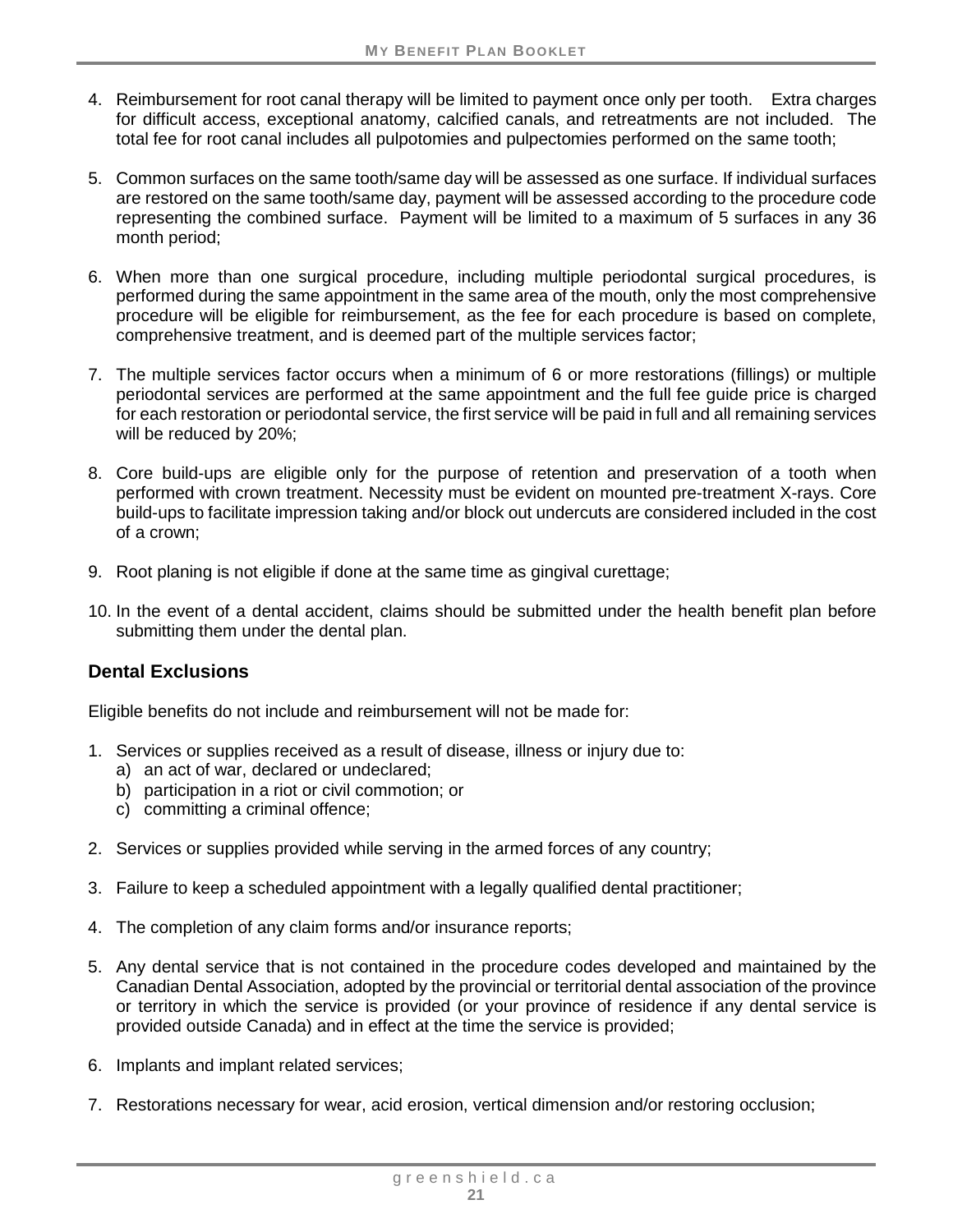4. Reimbursement for root canal therapy will be limited to payment once only per tooth. Extra charges for difficult access, exceptional anatomy, calcified canals, and retreatments are not included. The total fee for root canal includes all pulpotomies and pulpectomies performed on the same tooth;

5. Common surfaces on the same tooth/same day will be assessed as one surface. If individual surfaces are restored on the same tooth/same day, payment will be assessed according to the procedure code representing the combined surface. Payment will be limited to a maximum of 5 surfaces in any 36 month period;

6. When more than one surgical procedure, including multiple periodontal surgical procedures, is performed during the same appointment in the same area of the mouth, only the most comprehensive procedure will be eligible for reimbursement, as the fee for each procedure is based on complete, comprehensive treatment, and is deemed part of the multiple services factor;

7. The multiple services factor occurs when a minimum of 6 or more restorations (fillings) or multiple periodontal services are performed at the same appointment and the full fee guide price is charged for each restoration or periodontal service, the first service will be paid in full and all remaining services will be reduced by 20%;

8. Core build-ups are eligible only for the purpose of retention and preservation of a tooth when performed with crown treatment. Necessity must be evident on mounted pre-treatment X-rays. Core build-ups to facilitate impression taking and/or block out undercuts are considered included in the cost of a crown;

9. Root planing is not eligible if done at the same time as gingival curettage;

10. In the event of a dental accident, claims should be submitted under the health benefit plan before submitting them under the dental plan.

### Dental Exclusions

Eligible benefits do not include and reimbursement will not be made for:

1. Services or supplies received as a result of disease, illness or injury due to:
   a) an act of war, declared or undeclared;
   b) participation in a riot or civil commotion; or
   c) committing a criminal offence;

2. Services or supplies provided while serving in the armed forces of any country;

3. Failure to keep a scheduled appointment with a legally qualified dental practitioner;

4. The completion of any claim forms and/or insurance reports;

5. Any dental service that is not contained in the procedure codes developed and maintained by the Canadian Dental Association, adopted by the provincial or territorial dental association of the province or territory in which the service is provided (or your province of residence if any dental service is provided outside Canada) and in effect at the time the service is provided;

6. Implants and implant related services;

7. Restorations necessary for wear, acid erosion, vertical dimension and/or restoring occlusion;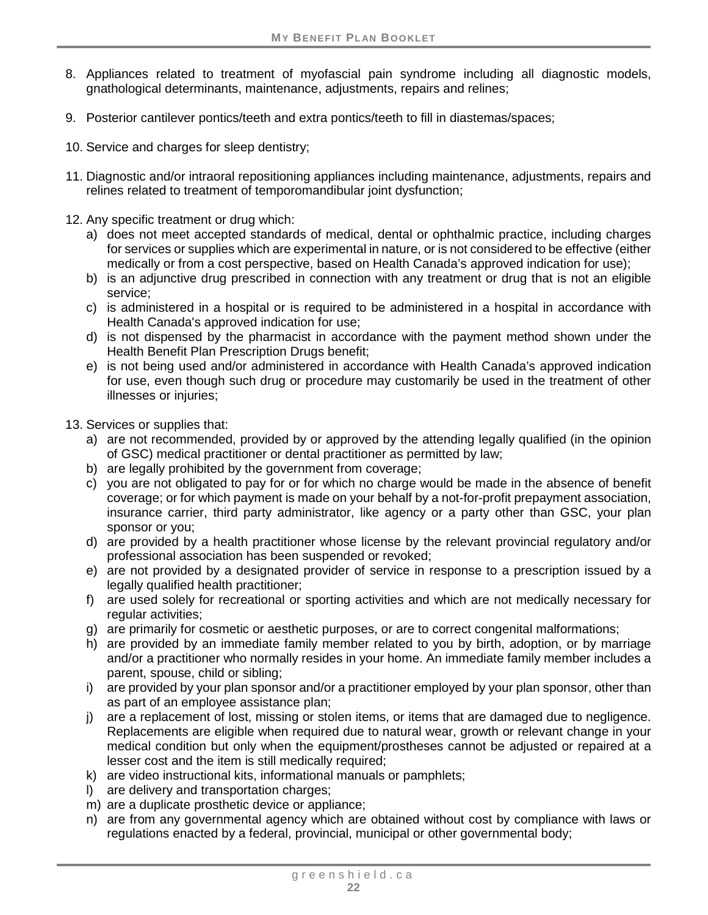8. Appliances related to treatment of myofascial pain syndrome including all diagnostic models, gnathological determinants, maintenance, adjustments, repairs and relines;

9. Posterior cantilever pontics/teeth and extra pontics/teeth to fill in diastemas/spaces;

10. Service and charges for sleep dentistry;

11. Diagnostic and/or intraoral repositioning appliances including maintenance, adjustments, repairs and relines related to treatment of temporomandibular joint dysfunction;

12. Any specific treatment or drug which:
    a) does not meet accepted standards of medical, dental or ophthalmic practice, including charges for services or supplies which are experimental in nature, or is not considered to be effective (either medically or from a cost perspective, based on Health Canada's approved indication for use);
    b) is an adjunctive drug prescribed in connection with any treatment or drug that is not an eligible service;
    c) is administered in a hospital or is required to be administered in a hospital in accordance with Health Canada's approved indication for use;
    d) is not dispensed by the pharmacist in accordance with the payment method shown under the Health Benefit Plan Prescription Drugs benefit;
    e) is not being used and/or administered in accordance with Health Canada's approved indication for use, even though such drug or procedure may customarily be used in the treatment of other illnesses or injuries;

13. Services or supplies that:
    a) are not recommended, provided by or approved by the attending legally qualified (in the opinion of GSC) medical practitioner or dental practitioner as permitted by law;
    b) are legally prohibited by the government from coverage;
    c) you are not obligated to pay for or for which no charge would be made in the absence of benefit coverage; or for which payment is made on your behalf by a not-for-profit prepayment association, insurance carrier, third party administrator, like agency or a party other than GSC, your plan sponsor or you;
    d) are provided by a health practitioner whose license by the relevant provincial regulatory and/or professional association has been suspended or revoked;
    e) are not provided by a designated provider of service in response to a prescription issued by a legally qualified health practitioner;
    f) are used solely for recreational or sporting activities and which are not medically necessary for regular activities;
    g) are primarily for cosmetic or aesthetic purposes, or are to correct congenital malformations;
    h) are provided by an immediate family member related to you by birth, adoption, or by marriage and/or a practitioner who normally resides in your home. An immediate family member includes a parent, spouse, child or sibling;
    i) are provided by your plan sponsor and/or a practitioner employed by your plan sponsor, other than as part of an employee assistance plan;
    j) are a replacement of lost, missing or stolen items, or items that are damaged due to negligence. Replacements are eligible when required due to natural wear, growth or relevant change in your medical condition but only when the equipment/prostheses cannot be adjusted or repaired at a lesser cost and the item is still medically required;
    k) are video instructional kits, informational manuals or pamphlets;
    l) are delivery and transportation charges;
    m) are a duplicate prosthetic device or appliance;
    n) are from any governmental agency which are obtained without cost by compliance with laws or regulations enacted by a federal, provincial, municipal or other governmental body;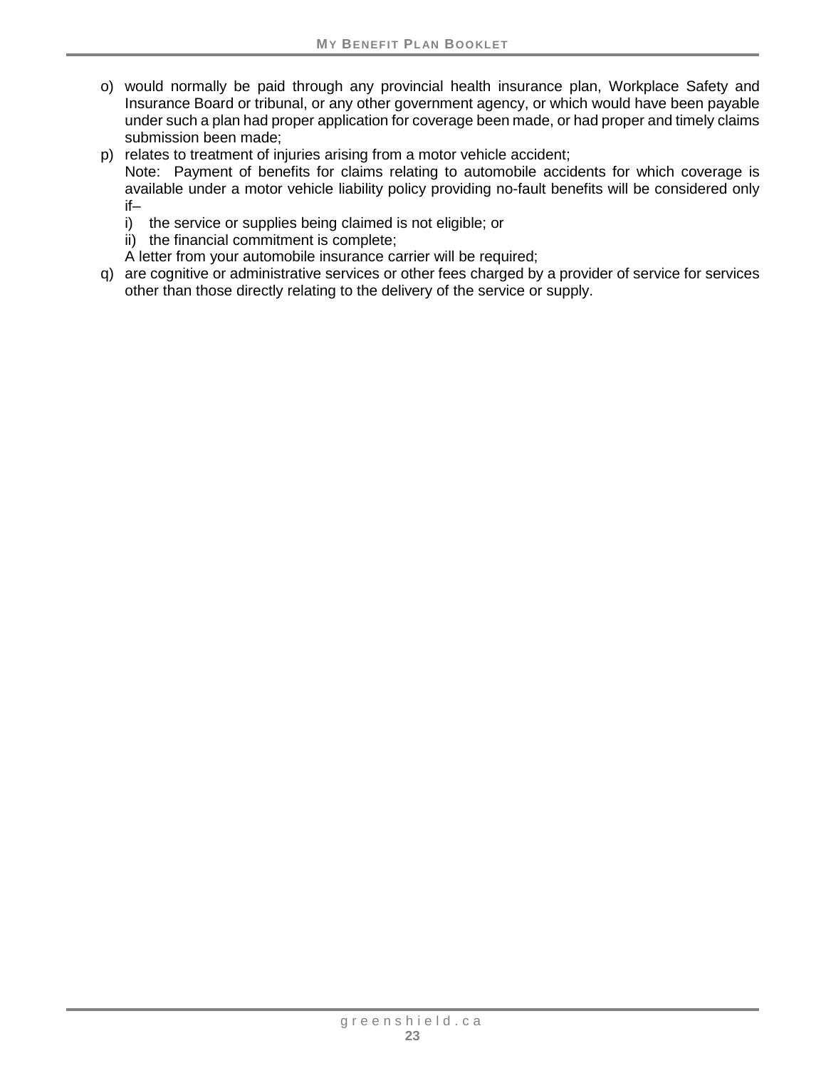o) would normally be paid through any provincial health insurance plan, Workplace Safety and Insurance Board or tribunal, or any other government agency, or which would have been payable under such a plan had proper application for coverage been made, or had proper and timely claims submission been made;
p) relates to treatment of injuries arising from a motor vehicle accident;
   Note: Payment of benefits for claims relating to automobile accidents for which coverage is available under a motor vehicle liability policy providing no-fault benefits will be considered only if–
   i) the service or supplies being claimed is not eligible; or
   ii) the financial commitment is complete;
   A letter from your automobile insurance carrier will be required;
q) are cognitive or administrative services or other fees charged by a provider of service for services other than those directly relating to the delivery of the service or supply.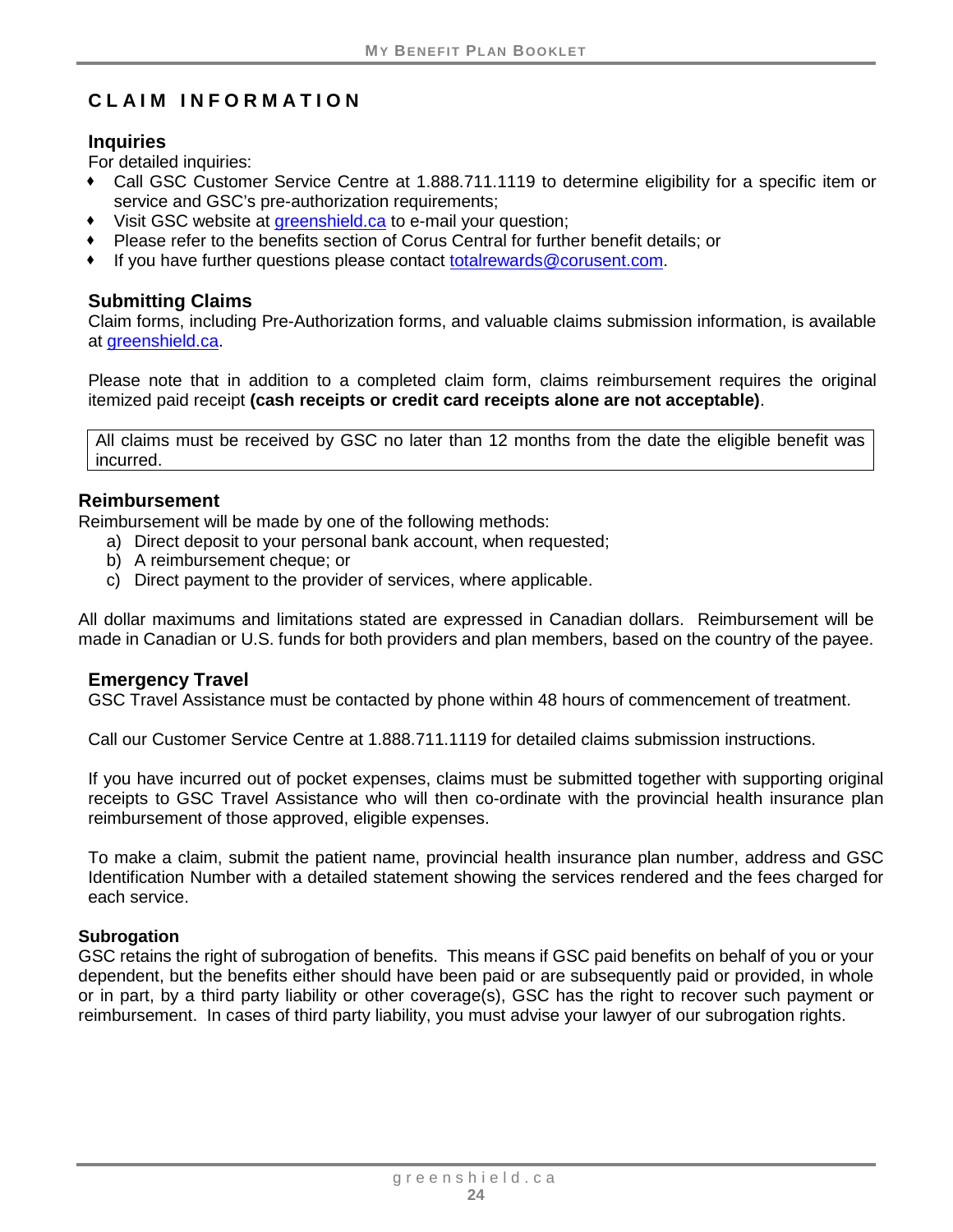# CLAIM INFORMATION

### Inquiries

For detailed inquiries:

- Call GSC Customer Service Centre at 1.888.711.1119 to determine eligibility for a specific item or service and GSC's pre-authorization requirements;
- Visit GSC website at greenshield.ca to e-mail your question;
- Please refer to the benefits section of Corus Central for further benefit details; or
- If you have further questions please contact totalrewards@corusent.com.

### Submitting Claims

Claim forms, including Pre-Authorization forms, and valuable claims submission information, is available at greenshield.ca.

Please note that in addition to a completed claim form, claims reimbursement requires the original itemized paid receipt **(cash receipts or credit card receipts alone are not acceptable)**.

All claims must be received by GSC no later than 12 months from the date the eligible benefit was incurred.

### Reimbursement

Reimbursement will be made by one of the following methods:

a) Direct deposit to your personal bank account, when requested;
b) A reimbursement cheque; or
c) Direct payment to the provider of services, where applicable.

All dollar maximums and limitations stated are expressed in Canadian dollars. Reimbursement will be made in Canadian or U.S. funds for both providers and plan members, based on the country of the payee.

### Emergency Travel

GSC Travel Assistance must be contacted by phone within 48 hours of commencement of treatment.

Call our Customer Service Centre at 1.888.711.1119 for detailed claims submission instructions.

If you have incurred out of pocket expenses, claims must be submitted together with supporting original receipts to GSC Travel Assistance who will then co-ordinate with the provincial health insurance plan reimbursement of those approved, eligible expenses.

To make a claim, submit the patient name, provincial health insurance plan number, address and GSC Identification Number with a detailed statement showing the services rendered and the fees charged for each service.

#### Subrogation

GSC retains the right of subrogation of benefits. This means if GSC paid benefits on behalf of you or your dependent, but the benefits either should have been paid or are subsequently paid or provided, in whole or in part, by a third party liability or other coverage(s), GSC has the right to recover such payment or reimbursement. In cases of third party liability, you must advise your lawyer of our subrogation rights.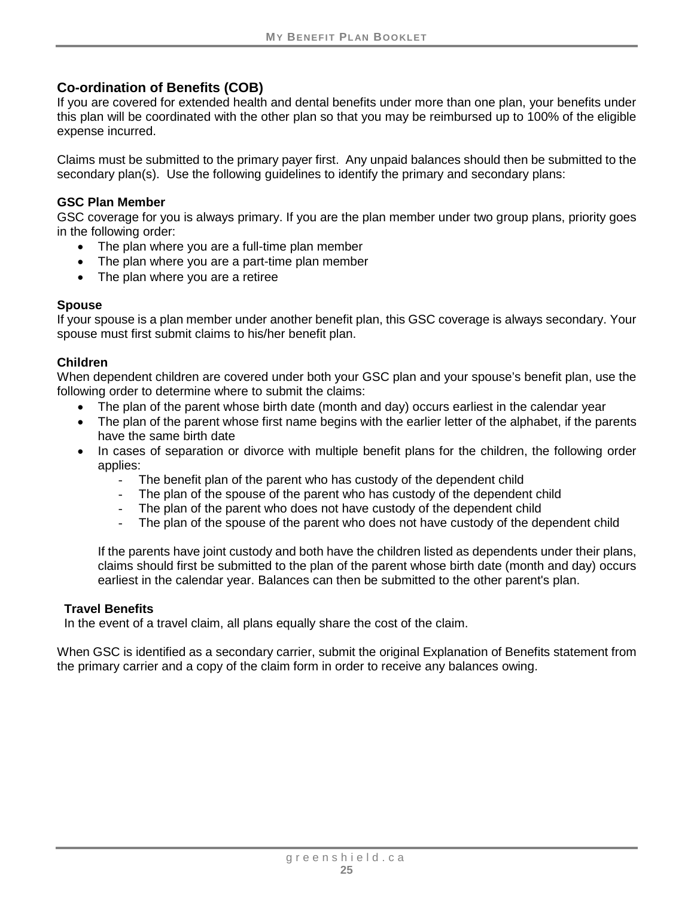## Co-ordination of Benefits (COB)

If you are covered for extended health and dental benefits under more than one plan, your benefits under this plan will be coordinated with the other plan so that you may be reimbursed up to 100% of the eligible expense incurred.

Claims must be submitted to the primary payer first. Any unpaid balances should then be submitted to the secondary plan(s). Use the following guidelines to identify the primary and secondary plans:

### GSC Plan Member

GSC coverage for you is always primary. If you are the plan member under two group plans, priority goes in the following order:

- The plan where you are a full-time plan member
- The plan where you are a part-time plan member
- The plan where you are a retiree

### Spouse

If your spouse is a plan member under another benefit plan, this GSC coverage is always secondary. Your spouse must first submit claims to his/her benefit plan.

### Children

When dependent children are covered under both your GSC plan and your spouse's benefit plan, use the following order to determine where to submit the claims:

- The plan of the parent whose birth date (month and day) occurs earliest in the calendar year
- The plan of the parent whose first name begins with the earlier letter of the alphabet, if the parents have the same birth date
- In cases of separation or divorce with multiple benefit plans for the children, the following order applies:
  - The benefit plan of the parent who has custody of the dependent child
  - The plan of the spouse of the parent who has custody of the dependent child
  - The plan of the parent who does not have custody of the dependent child
  - The plan of the spouse of the parent who does not have custody of the dependent child

  If the parents have joint custody and both have the children listed as dependents under their plans, claims should first be submitted to the plan of the parent whose birth date (month and day) occurs earliest in the calendar year. Balances can then be submitted to the other parent's plan.

### Travel Benefits

In the event of a travel claim, all plans equally share the cost of the claim.

When GSC is identified as a secondary carrier, submit the original Explanation of Benefits statement from the primary carrier and a copy of the claim form in order to receive any balances owing.